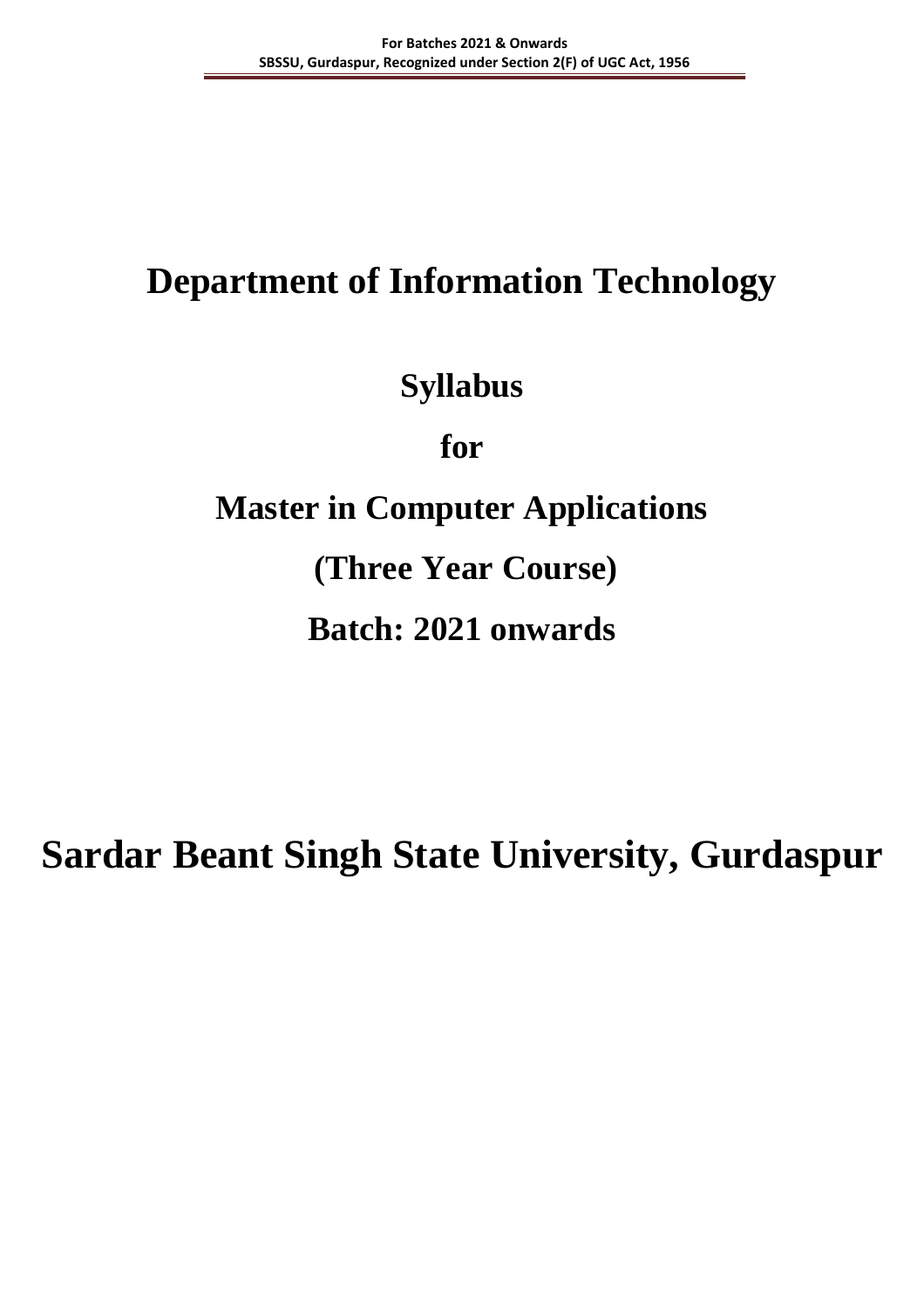# Department of Information Technology

## Syllabus

## for

## Master in Computer Applications

## (Three Year Course)

## Batch: 2021 onwards

# Sardar Beant Singh State University, Gurdaspur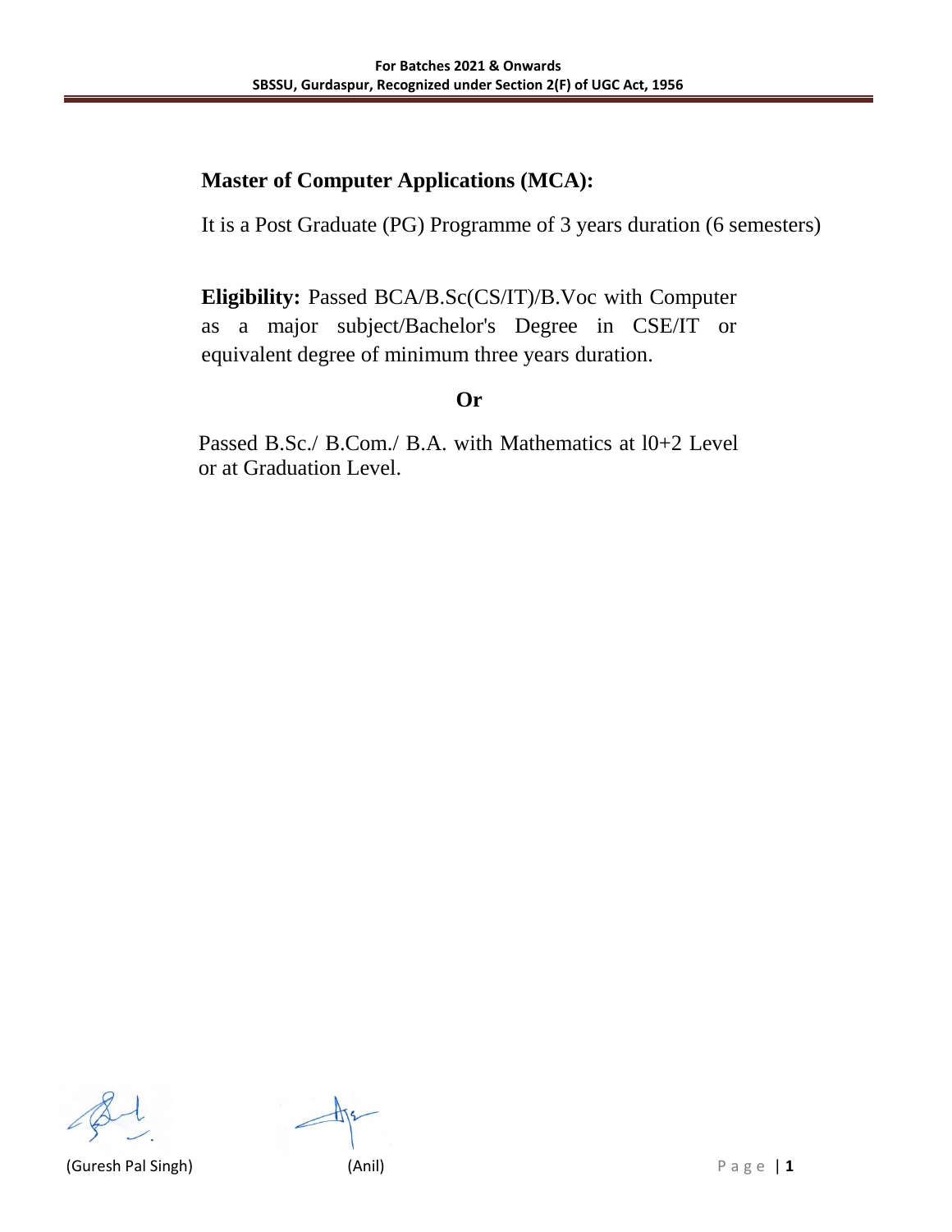## Master of Computer Applications (MCA):

It is a Post Graduate (PG) Programme of 3 years duration (6 semesters)

**Eligibility:** Passed BCA/B.Sc(CS/IT)/B.Voc with Computer as a major subject/Bachelor's Degree in CSE/IT or equivalent degree of minimum three years duration.

**Or**

Passed B.Sc./ B.Com./ B.A. with Mathematics at l0+2 Level or at Graduation Level.

(Guresh Pal Singh) (Anil)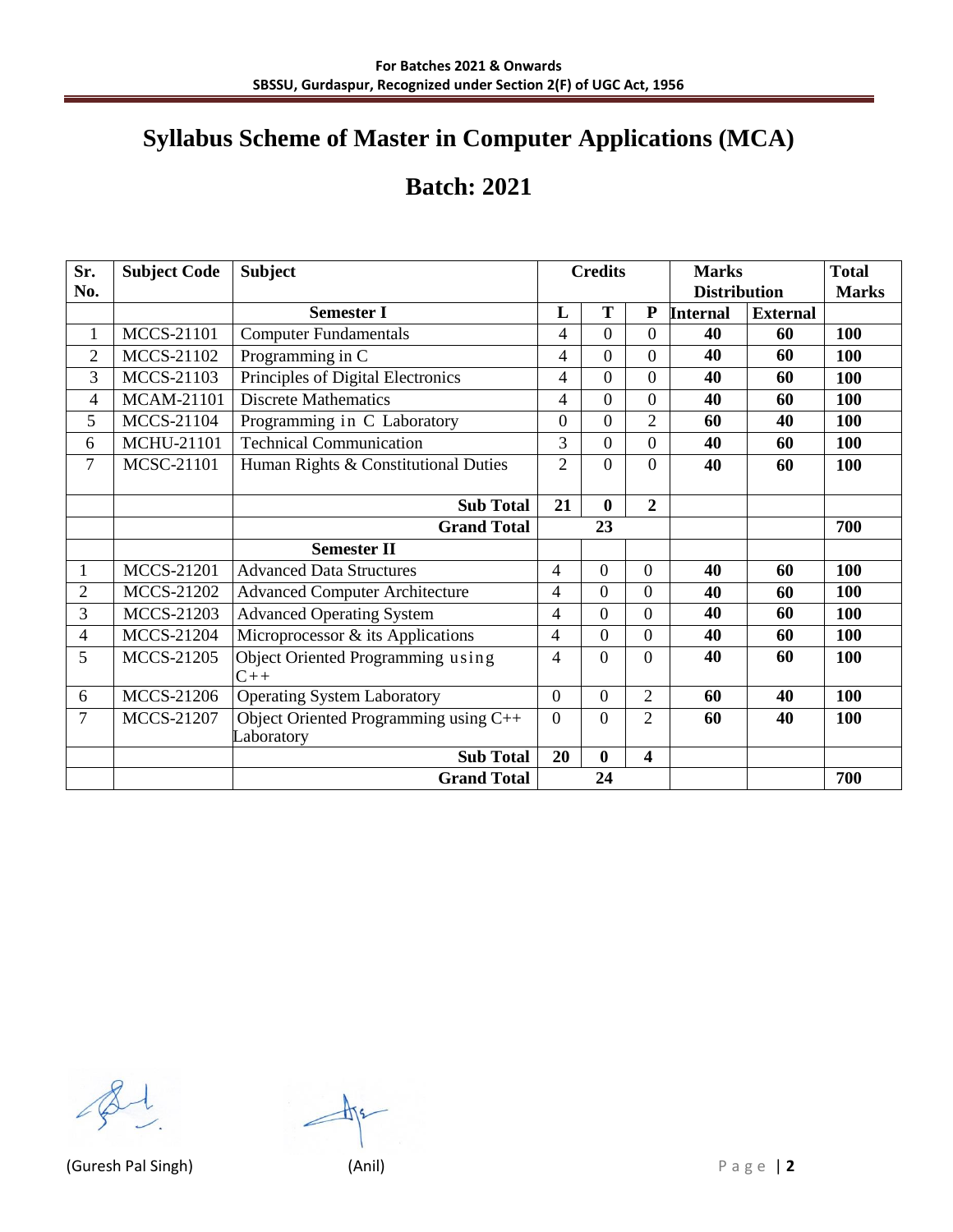# Syllabus Scheme of Master in Computer Applications (MCA)

## Batch: 2021

| Sr. No. | Subject Code | Subject | Credits | | | Marks Distribution | | Total Marks |
|---|---|---|---|---|---|---|---|---|
| | | **Semester I** | **L** | **T** | **P** | **Internal** | **External** | |
| 1 | MCCS-21101 | Computer Fundamentals | 4 | 0 | 0 | **40** | **60** | **100** |
| 2 | MCCS-21102 | Programming in C | 4 | 0 | 0 | **40** | **60** | **100** |
| 3 | MCCS-21103 | Principles of Digital Electronics | 4 | 0 | 0 | **40** | **60** | **100** |
| 4 | MCAM-21101 | Discrete Mathematics | 4 | 0 | 0 | **40** | **60** | **100** |
| 5 | MCCS-21104 | Programming in C Laboratory | 0 | 0 | 2 | **60** | **40** | **100** |
| 6 | MCHU-21101 | Technical Communication | 3 | 0 | 0 | **40** | **60** | **100** |
| 7 | MCSC-21101 | Human Rights & Constitutional Duties | 2 | 0 | 0 | **40** | **60** | **100** |
| | | **Sub Total** | **21** | **0** | **2** | | | |
| | | **Grand Total** | | **23** | | | | **700** |
| | | **Semester II** | | | | | | |
| 1 | MCCS-21201 | Advanced Data Structures | 4 | 0 | 0 | **40** | **60** | **100** |
| 2 | MCCS-21202 | Advanced Computer Architecture | 4 | 0 | 0 | **40** | **60** | **100** |
| 3 | MCCS-21203 | Advanced Operating System | 4 | 0 | 0 | **40** | **60** | **100** |
| 4 | MCCS-21204 | Microprocessor & its Applications | 4 | 0 | 0 | **40** | **60** | **100** |
| 5 | MCCS-21205 | Object Oriented Programming using C++ | 4 | 0 | 0 | **40** | **60** | **100** |
| 6 | MCCS-21206 | Operating System Laboratory | 0 | 0 | 2 | **60** | **40** | **100** |
| 7 | MCCS-21207 | Object Oriented Programming using C++ Laboratory | 0 | 0 | 2 | **60** | **40** | **100** |
| | | **Sub Total** | **20** | **0** | **4** | | | |
| | | **Grand Total** | | **24** | | | | **700** |

(Guresh Pal Singh) (Anil)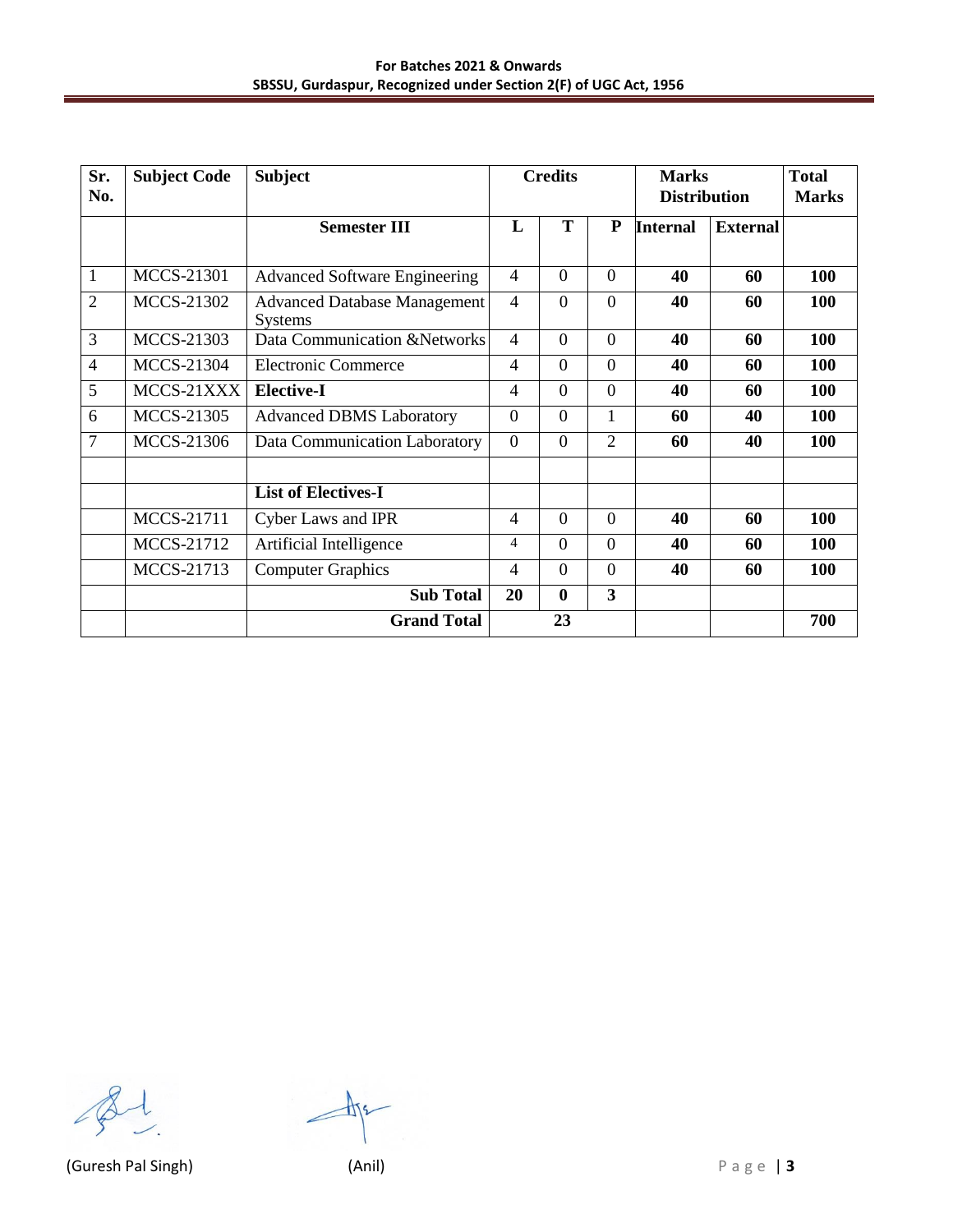| Sr. No. | Subject Code | Subject | Credits | | | Marks Distribution | | Total Marks |
|---|---|---|---|---|---|---|---|---|
| | | **Semester III** | **L** | **T** | **P** | **Internal** | **External** | |
| 1 | MCCS-21301 | Advanced Software Engineering | 4 | 0 | 0 | **40** | **60** | **100** |
| 2 | MCCS-21302 | Advanced Database Management Systems | 4 | 0 | 0 | **40** | **60** | **100** |
| 3 | MCCS-21303 | Data Communication &Networks | 4 | 0 | 0 | **40** | **60** | **100** |
| 4 | MCCS-21304 | Electronic Commerce | 4 | 0 | 0 | **40** | **60** | **100** |
| 5 | MCCS-21XXX | **Elective-I** | 4 | 0 | 0 | **40** | **60** | **100** |
| 6 | MCCS-21305 | Advanced DBMS Laboratory | 0 | 0 | 1 | **60** | **40** | **100** |
| 7 | MCCS-21306 | Data Communication Laboratory | 0 | 0 | 2 | **60** | **40** | **100** |
| | | | | | | | | |
| | | **List of Electives-I** | | | | | | |
| | MCCS-21711 | Cyber Laws and IPR | 4 | 0 | 0 | **40** | **60** | **100** |
| | MCCS-21712 | Artificial Intelligence | 4 | 0 | 0 | **40** | **60** | **100** |
| | MCCS-21713 | Computer Graphics | 4 | 0 | 0 | **40** | **60** | **100** |
| | | **Sub Total** | **20** | **0** | **3** | | | |
| | | **Grand Total** | **23** | | | | | **700** |

(Guresh Pal Singh) (Anil)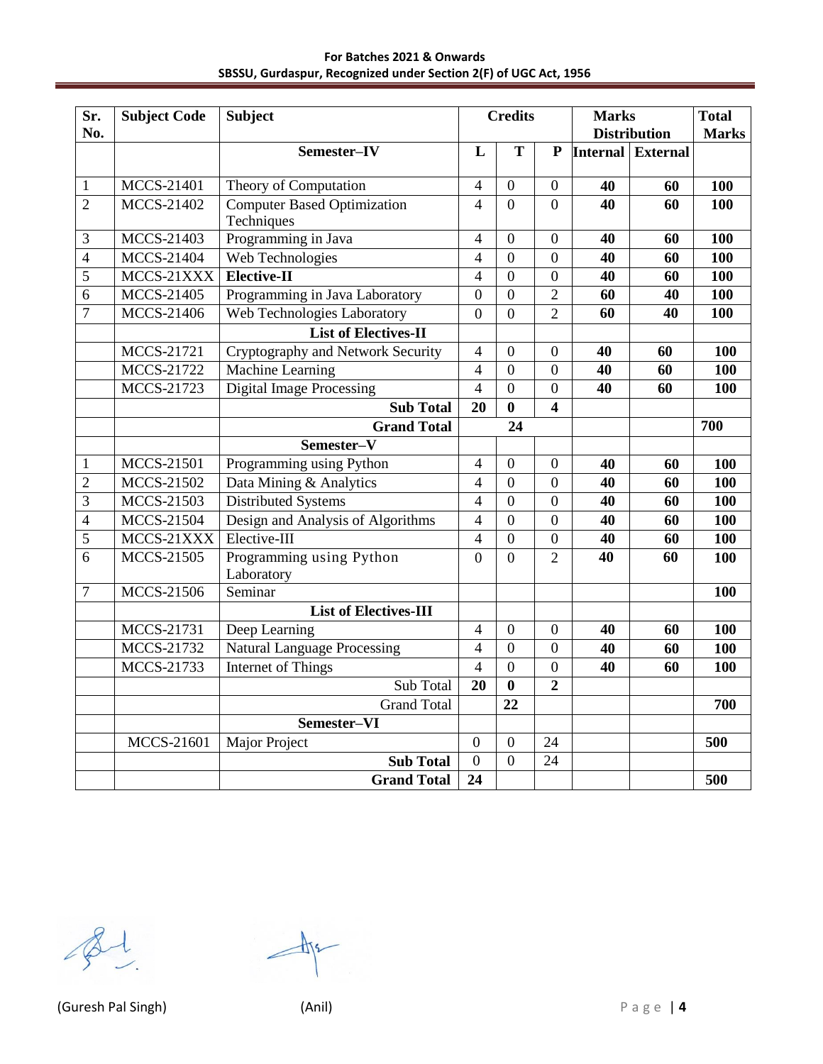| Sr. No. | Subject Code | Subject | Credits | | | Marks Distribution | | Total Marks |
|---|---|---|---|---|---|---|---|---|
| | | **Semester–IV** | L | T | P | Internal | External | |
| 1 | MCCS-21401 | Theory of Computation | 4 | 0 | 0 | **40** | **60** | **100** |
| 2 | MCCS-21402 | Computer Based Optimization Techniques | 4 | 0 | 0 | **40** | **60** | **100** |
| 3 | MCCS-21403 | Programming in Java | 4 | 0 | 0 | **40** | **60** | **100** |
| 4 | MCCS-21404 | Web Technologies | 4 | 0 | 0 | **40** | **60** | **100** |
| 5 | MCCS-21XXX | **Elective-II** | 4 | 0 | 0 | **40** | **60** | **100** |
| 6 | MCCS-21405 | Programming in Java Laboratory | 0 | 0 | 2 | **60** | **40** | **100** |
| 7 | MCCS-21406 | Web Technologies Laboratory | 0 | 0 | 2 | **60** | **40** | **100** |
| | | **List of Electives-II** | | | | | | |
| | MCCS-21721 | Cryptography and Network Security | 4 | 0 | 0 | **40** | **60** | **100** |
| | MCCS-21722 | Machine Learning | 4 | 0 | 0 | **40** | **60** | **100** |
| | MCCS-21723 | Digital Image Processing | 4 | 0 | 0 | **40** | **60** | **100** |
| | | **Sub Total** | **20** | **0** | **4** | | | |
| | | **Grand Total** | | **24** | | | | **700** |
| | | **Semester–V** | | | | | | |
| 1 | MCCS-21501 | Programming using Python | 4 | 0 | 0 | **40** | **60** | **100** |
| 2 | MCCS-21502 | Data Mining & Analytics | 4 | 0 | 0 | **40** | **60** | **100** |
| 3 | MCCS-21503 | Distributed Systems | 4 | 0 | 0 | **40** | **60** | **100** |
| 4 | MCCS-21504 | Design and Analysis of Algorithms | 4 | 0 | 0 | **40** | **60** | **100** |
| 5 | MCCS-21XXX | Elective-III | 4 | 0 | 0 | **40** | **60** | **100** |
| 6 | MCCS-21505 | Programming using Python Laboratory | 0 | 0 | 2 | **40** | **60** | **100** |
| 7 | MCCS-21506 | Seminar | | | | | | **100** |
| | | **List of Electives-III** | | | | | | |
| | MCCS-21731 | Deep Learning | 4 | 0 | 0 | **40** | **60** | **100** |
| | MCCS-21732 | Natural Language Processing | 4 | 0 | 0 | **40** | **60** | **100** |
| | MCCS-21733 | Internet of Things | 4 | 0 | 0 | **40** | **60** | **100** |
| | | Sub Total | **20** | **0** | **2** | | | |
| | | Grand Total | | **22** | | | | **700** |
| | | **Semester–VI** | | | | | | |
| | MCCS-21601 | Major Project | 0 | 0 | 24 | | | **500** |
| | | **Sub Total** | 0 | 0 | 24 | | | |
| | | **Grand Total** | **24** | | | | | **500** |

(Guresh Pal Singh) (Anil)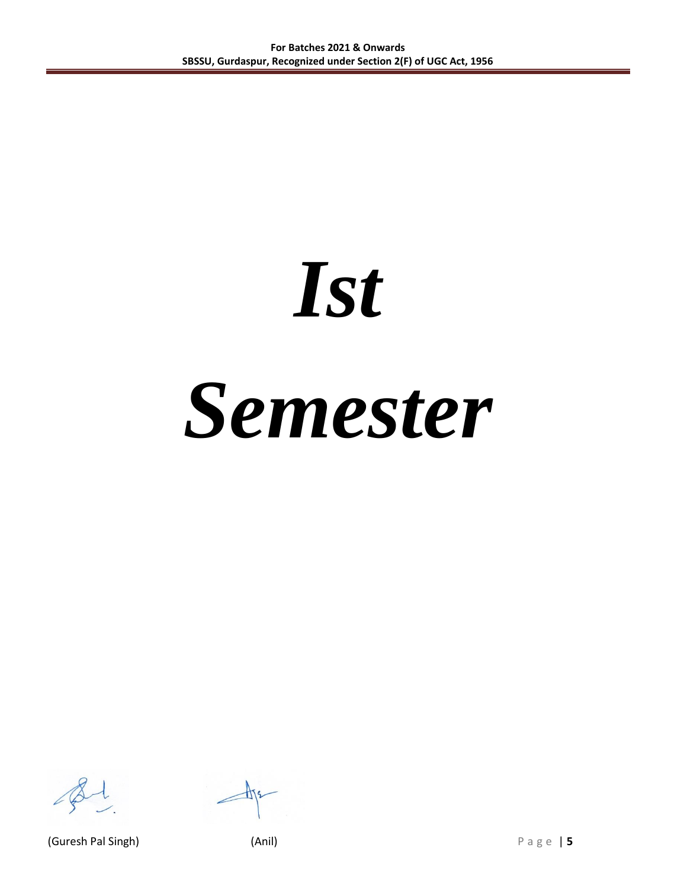# *Ist Semester*

(Guresh Pal Singh) (Anil)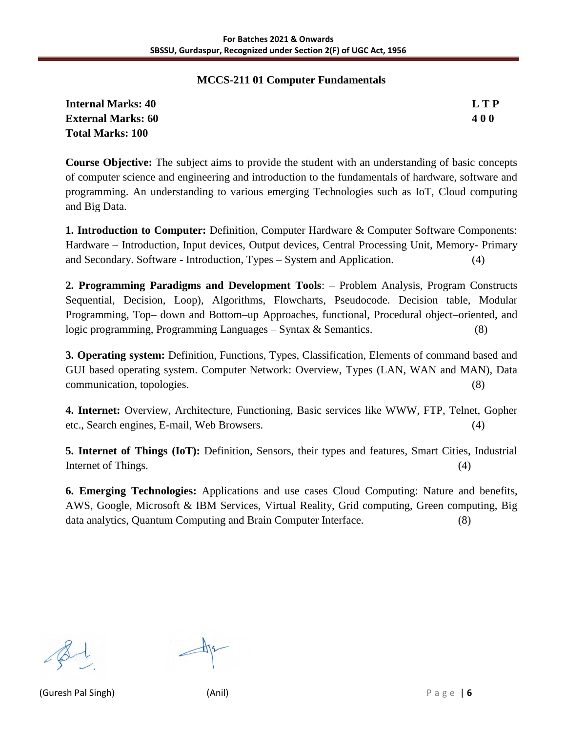## MCCS-211 01 Computer Fundamentals

| | |
|---|---|
| **Internal Marks: 40** | **L T P** |
| **External Marks: 60** | **4 0 0** |
| **Total Marks: 100** | |

**Course Objective:** The subject aims to provide the student with an understanding of basic concepts of computer science and engineering and introduction to the fundamentals of hardware, software and programming. An understanding to various emerging Technologies such as IoT, Cloud computing and Big Data.

**1. Introduction to Computer:** Definition, Computer Hardware & Computer Software Components: Hardware – Introduction, Input devices, Output devices, Central Processing Unit, Memory- Primary and Secondary. Software - Introduction, Types – System and Application. (4)

**2. Programming Paradigms and Development Tools**: – Problem Analysis, Program Constructs Sequential, Decision, Loop), Algorithms, Flowcharts, Pseudocode. Decision table, Modular Programming, Top– down and Bottom–up Approaches, functional, Procedural object–oriented, and logic programming, Programming Languages – Syntax & Semantics. (8)

**3. Operating system:** Definition, Functions, Types, Classification, Elements of command based and GUI based operating system. Computer Network: Overview, Types (LAN, WAN and MAN), Data communication, topologies. (8)

**4. Internet:** Overview, Architecture, Functioning, Basic services like WWW, FTP, Telnet, Gopher etc., Search engines, E-mail, Web Browsers. (4)

**5. Internet of Things (IoT):** Definition, Sensors, their types and features, Smart Cities, Industrial Internet of Things. (4)

**6. Emerging Technologies:** Applications and use cases Cloud Computing: Nature and benefits, AWS, Google, Microsoft & IBM Services, Virtual Reality, Grid computing, Green computing, Big data analytics, Quantum Computing and Brain Computer Interface. (8)

(Guresh Pal Singh) (Anil)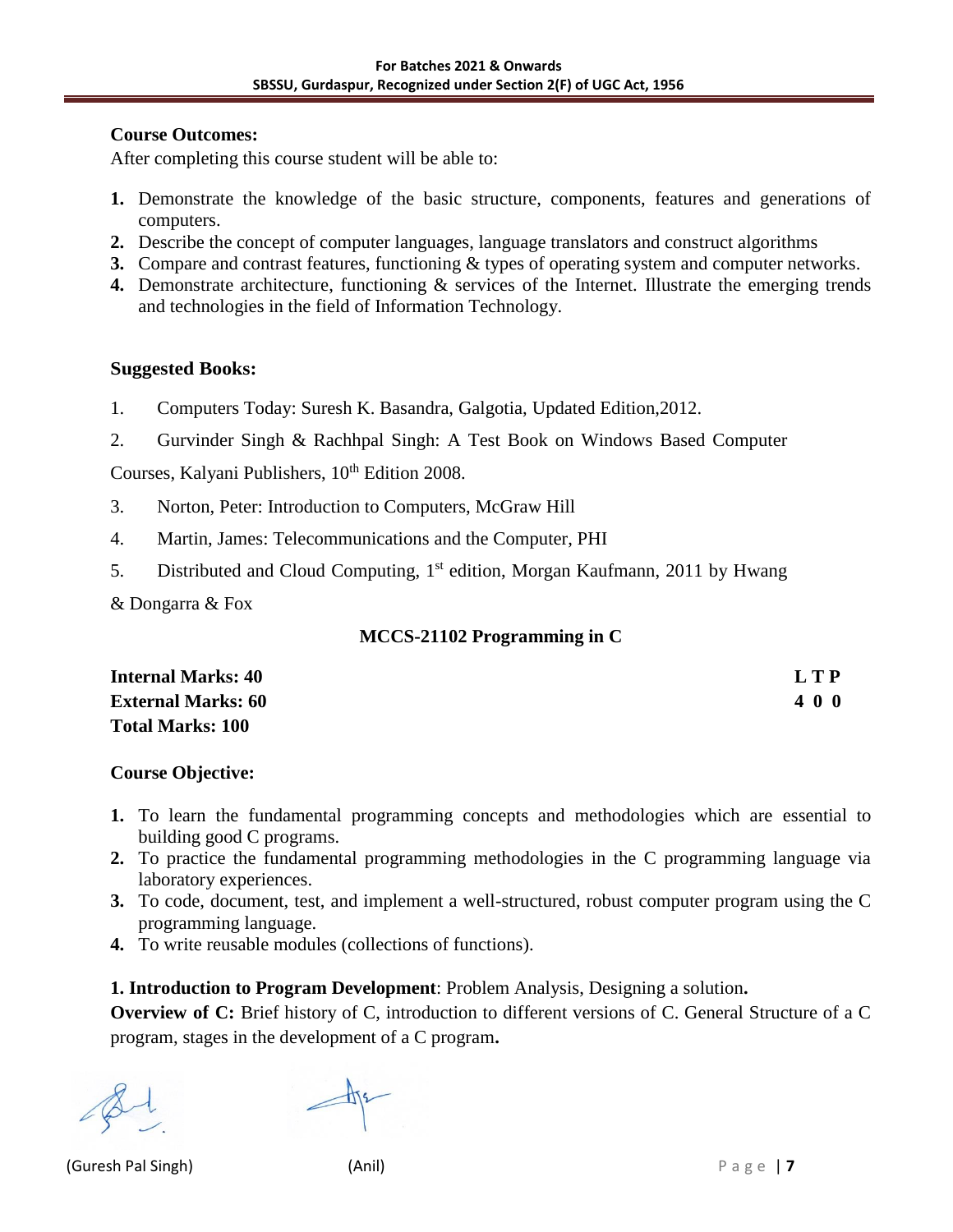**Course Outcomes:**

After completing this course student will be able to:

1. Demonstrate the knowledge of the basic structure, components, features and generations of computers.
2. Describe the concept of computer languages, language translators and construct algorithms
3. Compare and contrast features, functioning & types of operating system and computer networks.
4. Demonstrate architecture, functioning & services of the Internet. Illustrate the emerging trends and technologies in the field of Information Technology.

**Suggested Books:**

1. Computers Today: Suresh K. Basandra, Galgotia, Updated Edition,2012.
2. Gurvinder Singh & Rachhpal Singh: A Test Book on Windows Based Computer Courses, Kalyani Publishers, 10th Edition 2008.
3. Norton, Peter: Introduction to Computers, McGraw Hill
4. Martin, James: Telecommunications and the Computer, PHI
5. Distributed and Cloud Computing, 1st edition, Morgan Kaufmann, 2011 by Hwang & Dongarra & Fox

## MCCS-21102 Programming in C

| | L | T | P |
|---|---|---|---|
| **Internal Marks: 40** | | | |
| **External Marks: 60** | **4** | **0** | **0** |
| **Total Marks: 100** | | | |

**Course Objective:**

1. To learn the fundamental programming concepts and methodologies which are essential to building good C programs.
2. To practice the fundamental programming methodologies in the C programming language via laboratory experiences.
3. To code, document, test, and implement a well-structured, robust computer program using the C programming language.
4. To write reusable modules (collections of functions).

**1. Introduction to Program Development**: Problem Analysis, Designing a solution**.**

**Overview of C:** Brief history of C, introduction to different versions of C. General Structure of a C program, stages in the development of a C program**.**

(Guresh Pal Singh) (Anil)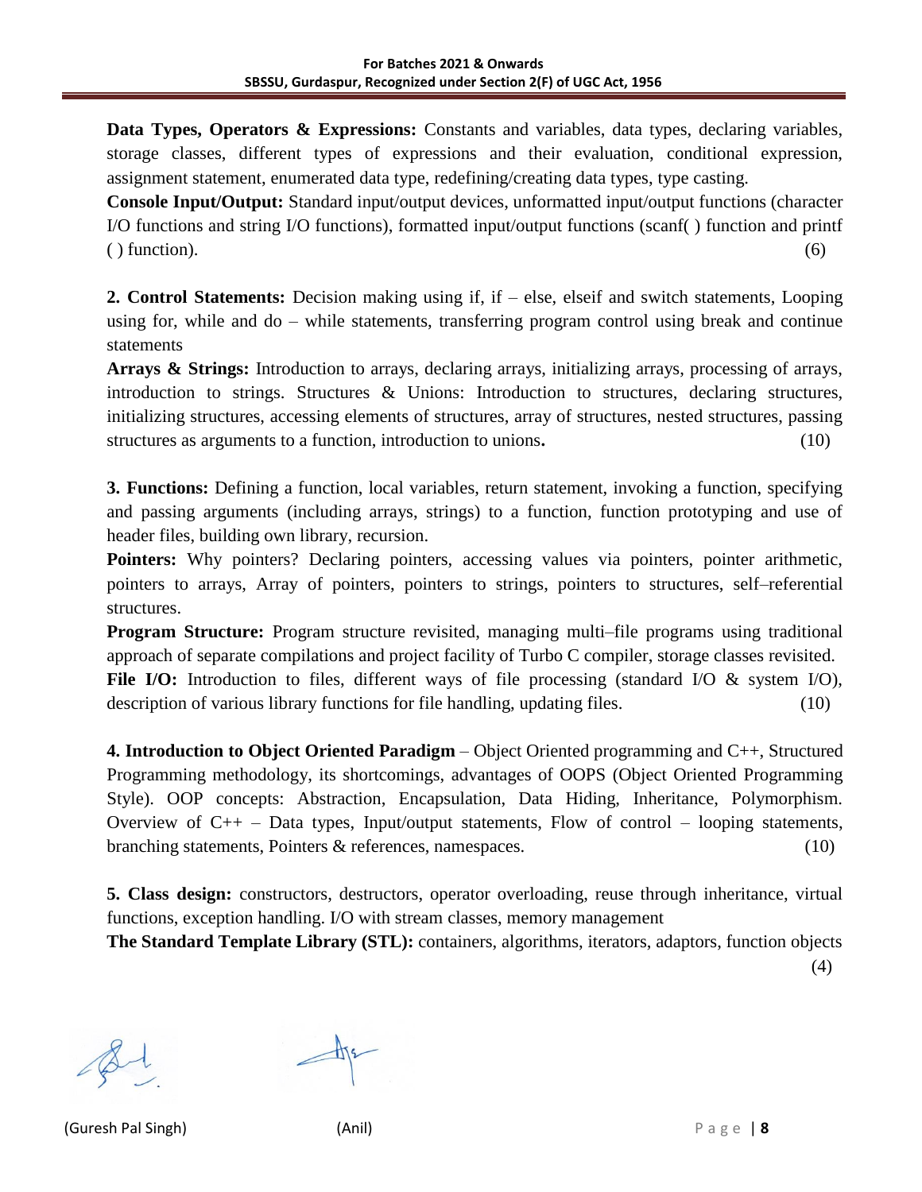**Data Types, Operators & Expressions:** Constants and variables, data types, declaring variables, storage classes, different types of expressions and their evaluation, conditional expression, assignment statement, enumerated data type, redefining/creating data types, type casting.

**Console Input/Output:** Standard input/output devices, unformatted input/output functions (character I/O functions and string I/O functions), formatted input/output functions (scanf( ) function and printf ( ) function). (6)

**2. Control Statements:** Decision making using if, if – else, elseif and switch statements, Looping using for, while and do – while statements, transferring program control using break and continue statements

**Arrays & Strings:** Introduction to arrays, declaring arrays, initializing arrays, processing of arrays, introduction to strings. Structures & Unions: Introduction to structures, declaring structures, initializing structures, accessing elements of structures, array of structures, nested structures, passing structures as arguments to a function, introduction to unions**.** (10)

**3. Functions:** Defining a function, local variables, return statement, invoking a function, specifying and passing arguments (including arrays, strings) to a function, function prototyping and use of header files, building own library, recursion.

**Pointers:** Why pointers? Declaring pointers, accessing values via pointers, pointer arithmetic, pointers to arrays, Array of pointers, pointers to strings, pointers to structures, self–referential structures.

**Program Structure:** Program structure revisited, managing multi–file programs using traditional approach of separate compilations and project facility of Turbo C compiler, storage classes revisited.

**File I/O:** Introduction to files, different ways of file processing (standard I/O & system I/O), description of various library functions for file handling, updating files. (10)

**4. Introduction to Object Oriented Paradigm** – Object Oriented programming and C++, Structured Programming methodology, its shortcomings, advantages of OOPS (Object Oriented Programming Style). OOP concepts: Abstraction, Encapsulation, Data Hiding, Inheritance, Polymorphism. Overview of C++ – Data types, Input/output statements, Flow of control – looping statements, branching statements, Pointers & references, namespaces. (10)

**5. Class design:** constructors, destructors, operator overloading, reuse through inheritance, virtual functions, exception handling. I/O with stream classes, memory management

**The Standard Template Library (STL):** containers, algorithms, iterators, adaptors, function objects (4)

(Guresh Pal Singh) (Anil)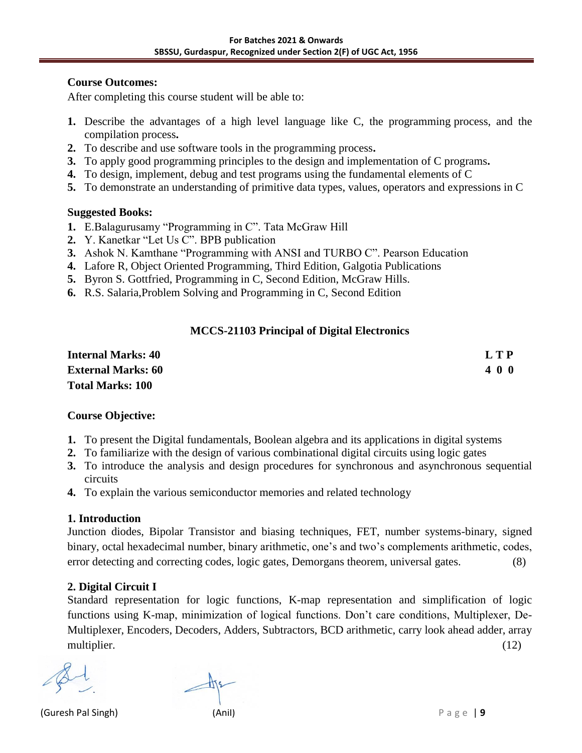**Course Outcomes:**

After completing this course student will be able to:

1. Describe the advantages of a high level language like C, the programming process, and the compilation process**.**
2. To describe and use software tools in the programming process**.**
3. To apply good programming principles to the design and implementation of C programs**.**
4. To design, implement, debug and test programs using the fundamental elements of C
5. To demonstrate an understanding of primitive data types, values, operators and expressions in C

**Suggested Books:**

1. E.Balagurusamy "Programming in C". Tata McGraw Hill
2. Y. Kanetkar "Let Us C". BPB publication
3. Ashok N. Kamthane "Programming with ANSI and TURBO C". Pearson Education
4. Lafore R, Object Oriented Programming, Third Edition, Galgotia Publications
5. Byron S. Gottfried, Programming in C, Second Edition, McGraw Hills.
6. R.S. Salaria,Problem Solving and Programming in C, Second Edition

## MCCS-21103 Principal of Digital Electronics

**Internal Marks: 40** **L T P**

**External Marks: 60** **4 0 0**

**Total Marks: 100**

**Course Objective:**

1. To present the Digital fundamentals, Boolean algebra and its applications in digital systems
2. To familiarize with the design of various combinational digital circuits using logic gates
3. To introduce the analysis and design procedures for synchronous and asynchronous sequential circuits
4. To explain the various semiconductor memories and related technology

**1. Introduction**

Junction diodes, Bipolar Transistor and biasing techniques, FET, number systems-binary, signed binary, octal hexadecimal number, binary arithmetic, one's and two's complements arithmetic, codes, error detecting and correcting codes, logic gates, Demorgans theorem, universal gates. (8)

**2. Digital Circuit I**

Standard representation for logic functions, K-map representation and simplification of logic functions using K-map, minimization of logical functions. Don't care conditions, Multiplexer, De-Multiplexer, Encoders, Decoders, Adders, Subtractors, BCD arithmetic, carry look ahead adder, array multiplier. (12)

(Guresh Pal Singh) (Anil)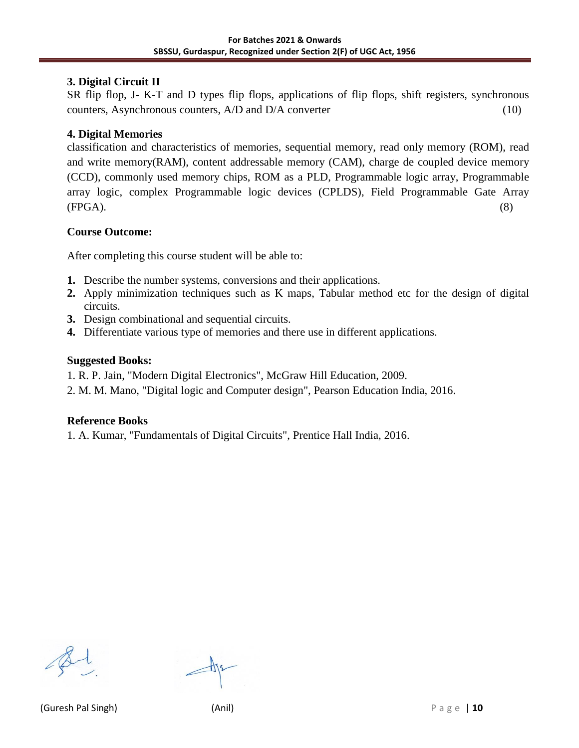### 3. Digital Circuit II

SR flip flop, J- K-T and D types flip flops, applications of flip flops, shift registers, synchronous counters, Asynchronous counters, A/D and D/A converter (10)

### 4. Digital Memories

classification and characteristics of memories, sequential memory, read only memory (ROM), read and write memory(RAM), content addressable memory (CAM), charge de coupled device memory (CCD), commonly used memory chips, ROM as a PLD, Programmable logic array, Programmable array logic, complex Programmable logic devices (CPLDS), Field Programmable Gate Array (FPGA). (8)

**Course Outcome:**

After completing this course student will be able to:

1. Describe the number systems, conversions and their applications.
2. Apply minimization techniques such as K maps, Tabular method etc for the design of digital circuits.
3. Design combinational and sequential circuits.
4. Differentiate various type of memories and there use in different applications.

**Suggested Books:**

1. R. P. Jain, "Modern Digital Electronics", McGraw Hill Education, 2009.
2. M. M. Mano, "Digital logic and Computer design", Pearson Education India, 2016.

**Reference Books**

1. A. Kumar, "Fundamentals of Digital Circuits", Prentice Hall India, 2016.

(Guresh Pal Singh) (Anil)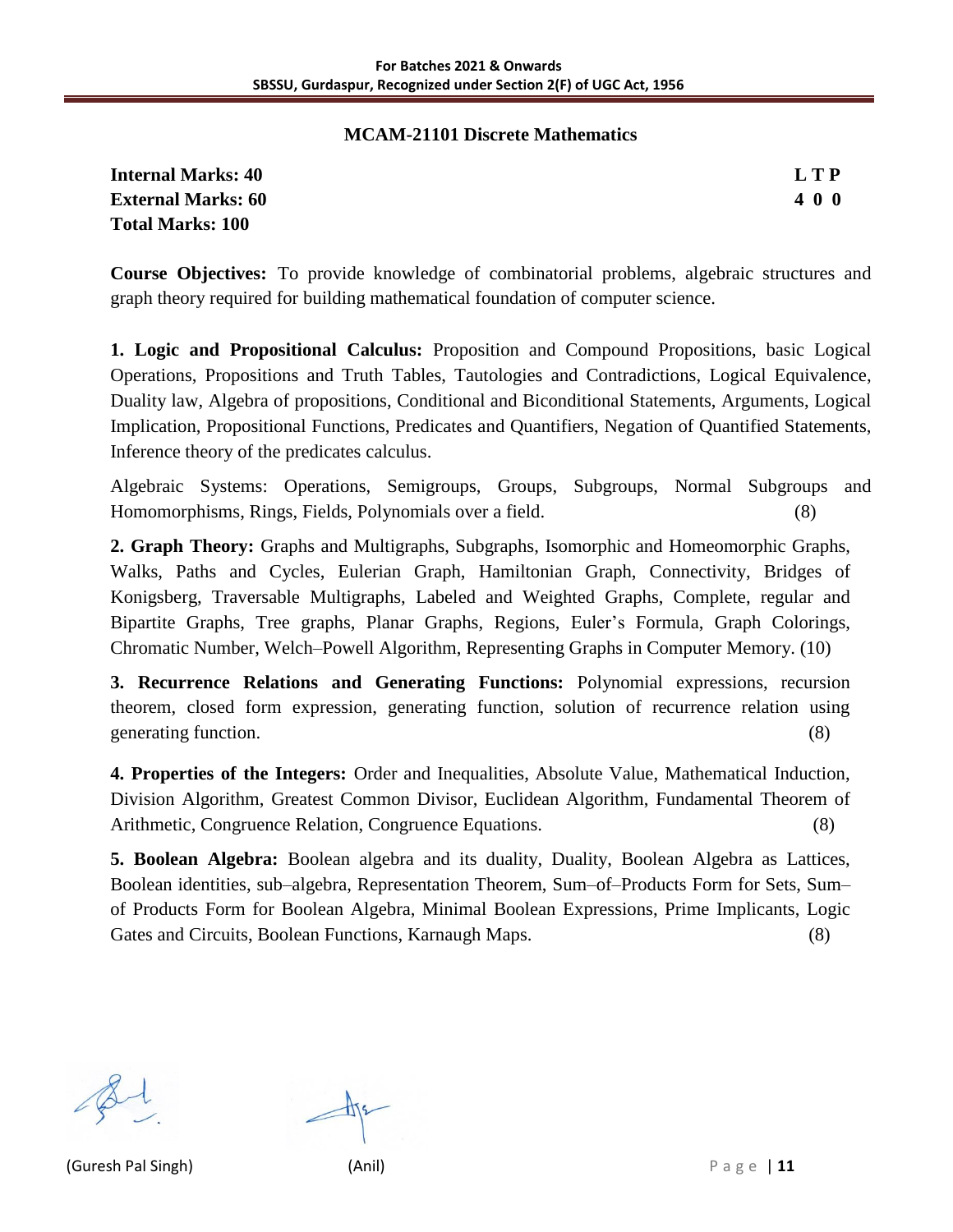## MCAM-21101 Discrete Mathematics

**Internal Marks: 40**
**External Marks: 60**
**Total Marks: 100**

| L | T | P |
|---|---|---|
| 4 | 0 | 0 |

**Course Objectives:** To provide knowledge of combinatorial problems, algebraic structures and graph theory required for building mathematical foundation of computer science.

**1. Logic and Propositional Calculus:** Proposition and Compound Propositions, basic Logical Operations, Propositions and Truth Tables, Tautologies and Contradictions, Logical Equivalence, Duality law, Algebra of propositions, Conditional and Biconditional Statements, Arguments, Logical Implication, Propositional Functions, Predicates and Quantifiers, Negation of Quantified Statements, Inference theory of the predicates calculus.

Algebraic Systems: Operations, Semigroups, Groups, Subgroups, Normal Subgroups and Homomorphisms, Rings, Fields, Polynomials over a field. (8)

**2. Graph Theory:** Graphs and Multigraphs, Subgraphs, Isomorphic and Homeomorphic Graphs, Walks, Paths and Cycles, Eulerian Graph, Hamiltonian Graph, Connectivity, Bridges of Konigsberg, Traversable Multigraphs, Labeled and Weighted Graphs, Complete, regular and Bipartite Graphs, Tree graphs, Planar Graphs, Regions, Euler's Formula, Graph Colorings, Chromatic Number, Welch–Powell Algorithm, Representing Graphs in Computer Memory. (10)

**3. Recurrence Relations and Generating Functions:** Polynomial expressions, recursion theorem, closed form expression, generating function, solution of recurrence relation using generating function. (8)

**4. Properties of the Integers:** Order and Inequalities, Absolute Value, Mathematical Induction, Division Algorithm, Greatest Common Divisor, Euclidean Algorithm, Fundamental Theorem of Arithmetic, Congruence Relation, Congruence Equations. (8)

**5. Boolean Algebra:** Boolean algebra and its duality, Duality, Boolean Algebra as Lattices, Boolean identities, sub–algebra, Representation Theorem, Sum–of–Products Form for Sets, Sum–of Products Form for Boolean Algebra, Minimal Boolean Expressions, Prime Implicants, Logic Gates and Circuits, Boolean Functions, Karnaugh Maps. (8)

(Guresh Pal Singh) (Anil)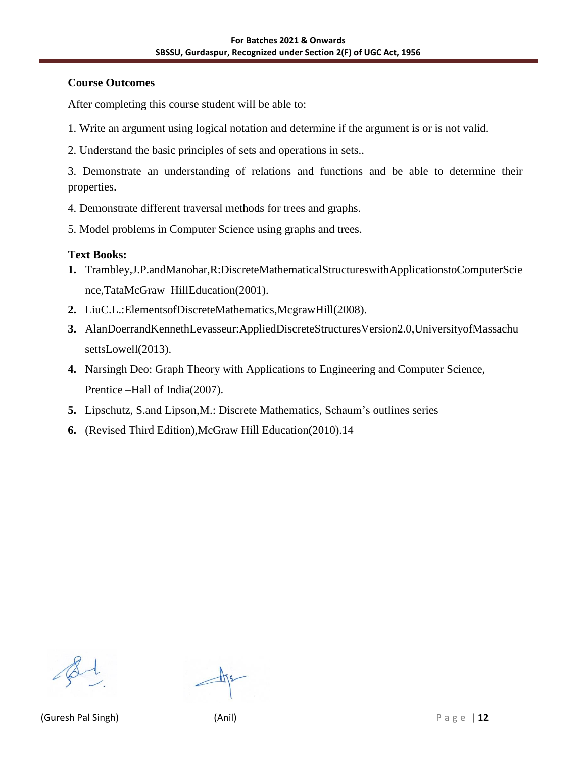**Course Outcomes**

After completing this course student will be able to:

1. Write an argument using logical notation and determine if the argument is or is not valid.

2. Understand the basic principles of sets and operations in sets..

3. Demonstrate an understanding of relations and functions and be able to determine their properties.

4. Demonstrate different traversal methods for trees and graphs.

5. Model problems in Computer Science using graphs and trees.

**Text Books:**

1. Trambley,J.P.andManohar,R:DiscreteMathematicalStructureswithApplicationstoComputerScience,TataMcGraw–HillEducation(2001).
2. LiuC.L.:ElementsofDiscreteMathematics,McgrawHill(2008).
3. AlanDoerrandKennethLevasseur:AppliedDiscreteStructuresVersion2.0,UniversityofMassachusettsLowell(2013).
4. Narsingh Deo: Graph Theory with Applications to Engineering and Computer Science, Prentice –Hall of India(2007).
5. Lipschutz, S.and Lipson,M.: Discrete Mathematics, Schaum's outlines series
6. (Revised Third Edition),McGraw Hill Education(2010).14

(Guresh Pal Singh) (Anil)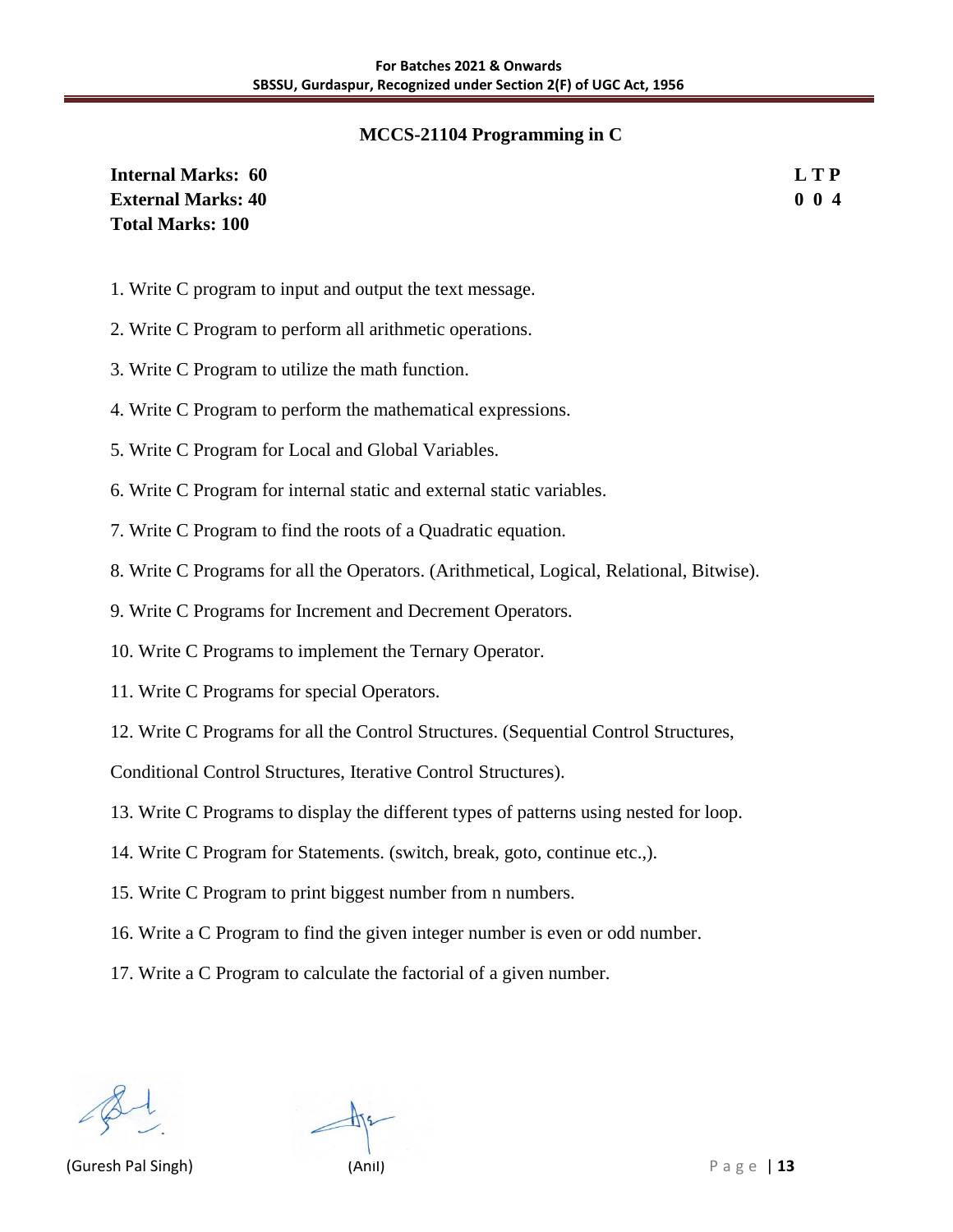## MCCS-21104 Programming in C

**Internal Marks: 60**
**External Marks: 40**
**Total Marks: 100**

| L | T | P |
|---|---|---|
| 0 | 0 | 4 |

1. Write C program to input and output the text message.

2. Write C Program to perform all arithmetic operations.

3. Write C Program to utilize the math function.

4. Write C Program to perform the mathematical expressions.

5. Write C Program for Local and Global Variables.

6. Write C Program for internal static and external static variables.

7. Write C Program to find the roots of a Quadratic equation.

8. Write C Programs for all the Operators. (Arithmetical, Logical, Relational, Bitwise).

9. Write C Programs for Increment and Decrement Operators.

10. Write C Programs to implement the Ternary Operator.

11. Write C Programs for special Operators.

12. Write C Programs for all the Control Structures. (Sequential Control Structures, Conditional Control Structures, Iterative Control Structures).

13. Write C Programs to display the different types of patterns using nested for loop.

14. Write C Program for Statements. (switch, break, goto, continue etc.,).

15. Write C Program to print biggest number from n numbers.

16. Write a C Program to find the given integer number is even or odd number.

17. Write a C Program to calculate the factorial of a given number.

(Guresh Pal Singh) (Anil)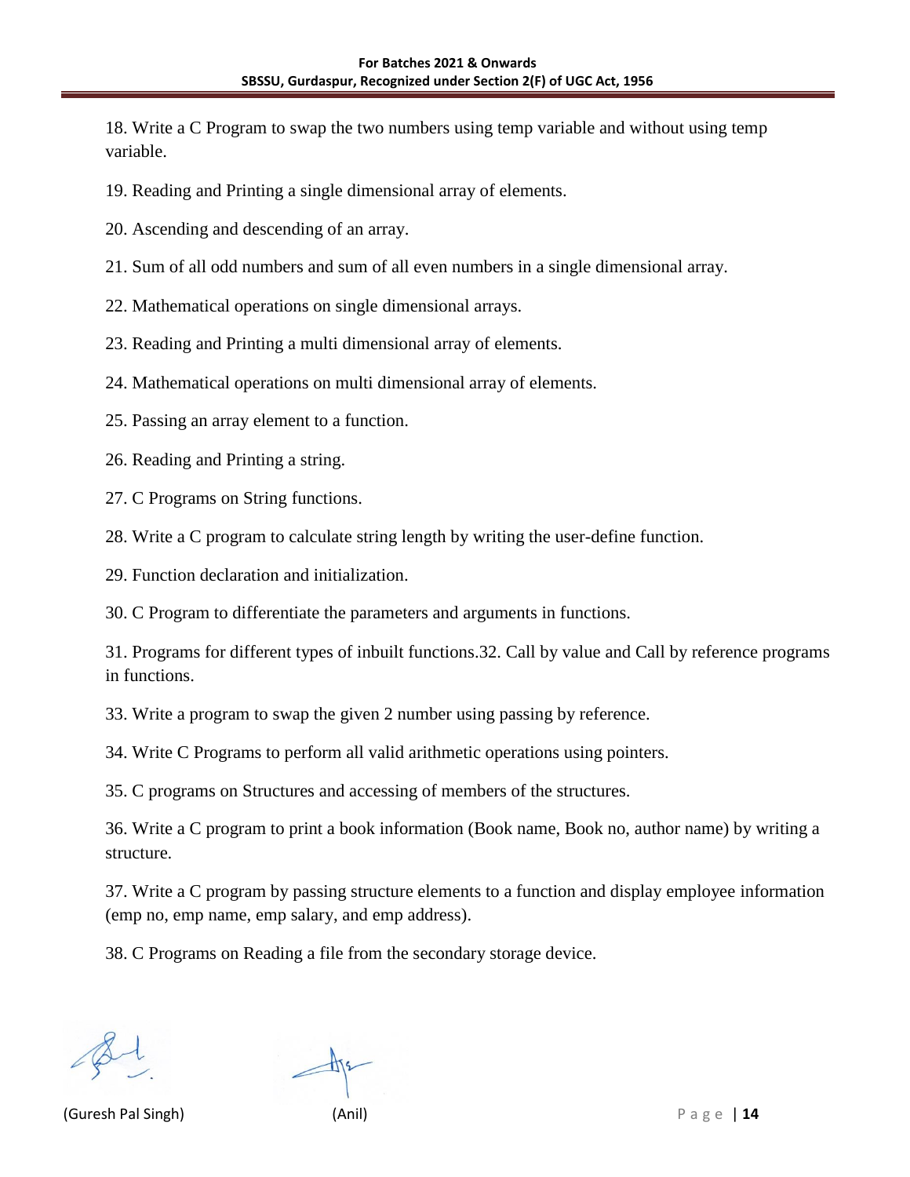18. Write a C Program to swap the two numbers using temp variable and without using temp variable.

19. Reading and Printing a single dimensional array of elements.

20. Ascending and descending of an array.

21. Sum of all odd numbers and sum of all even numbers in a single dimensional array.

22. Mathematical operations on single dimensional arrays.

23. Reading and Printing a multi dimensional array of elements.

24. Mathematical operations on multi dimensional array of elements.

25. Passing an array element to a function.

26. Reading and Printing a string.

27. C Programs on String functions.

28. Write a C program to calculate string length by writing the user-define function.

29. Function declaration and initialization.

30. C Program to differentiate the parameters and arguments in functions.

31. Programs for different types of inbuilt functions.32. Call by value and Call by reference programs in functions.

33. Write a program to swap the given 2 number using passing by reference.

34. Write C Programs to perform all valid arithmetic operations using pointers.

35. C programs on Structures and accessing of members of the structures.

36. Write a C program to print a book information (Book name, Book no, author name) by writing a structure.

37. Write a C program by passing structure elements to a function and display employee information (emp no, emp name, emp salary, and emp address).

38. C Programs on Reading a file from the secondary storage device.

(Guresh Pal Singh) (Anil)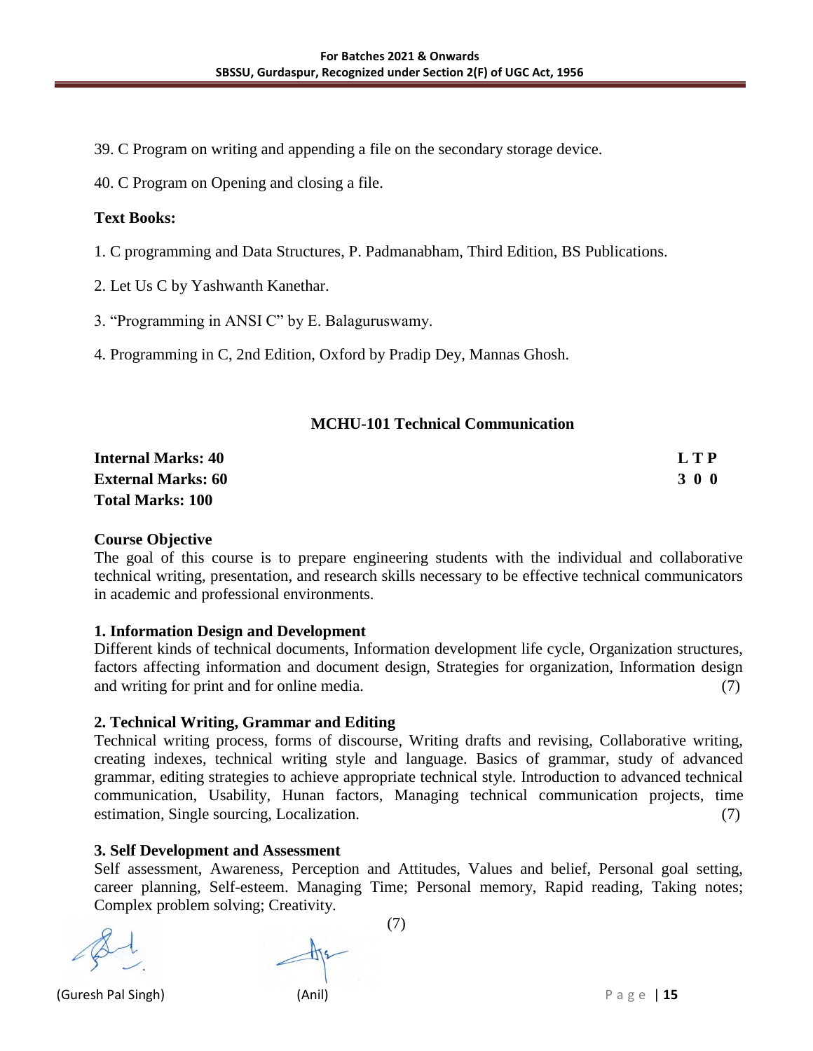39. C Program on writing and appending a file on the secondary storage device.

40. C Program on Opening and closing a file.

**Text Books:**

1. C programming and Data Structures, P. Padmanabham, Third Edition, BS Publications.

2. Let Us C by Yashwanth Kanethar.

3. "Programming in ANSI C" by E. Balaguruswamy.

4. Programming in C, 2nd Edition, Oxford by Pradip Dey, Mannas Ghosh.

## MCHU-101 Technical Communication

| | L T P |
|---|---|
| **Internal Marks: 40** | **L T P** |
| **External Marks: 60** | **3 0 0** |
| **Total Marks: 100** | |

### Course Objective

The goal of this course is to prepare engineering students with the individual and collaborative technical writing, presentation, and research skills necessary to be effective technical communicators in academic and professional environments.

### 1. Information Design and Development

Different kinds of technical documents, Information development life cycle, Organization structures, factors affecting information and document design, Strategies for organization, Information design and writing for print and for online media. (7)

### 2. Technical Writing, Grammar and Editing

Technical writing process, forms of discourse, Writing drafts and revising, Collaborative writing, creating indexes, technical writing style and language. Basics of grammar, study of advanced grammar, editing strategies to achieve appropriate technical style. Introduction to advanced technical communication, Usability, Hunan factors, Managing technical communication projects, time estimation, Single sourcing, Localization. (7)

### 3. Self Development and Assessment

Self assessment, Awareness, Perception and Attitudes, Values and belief, Personal goal setting, career planning, Self-esteem. Managing Time; Personal memory, Rapid reading, Taking notes; Complex problem solving; Creativity. (7)

(Guresh Pal Singh) (Anil)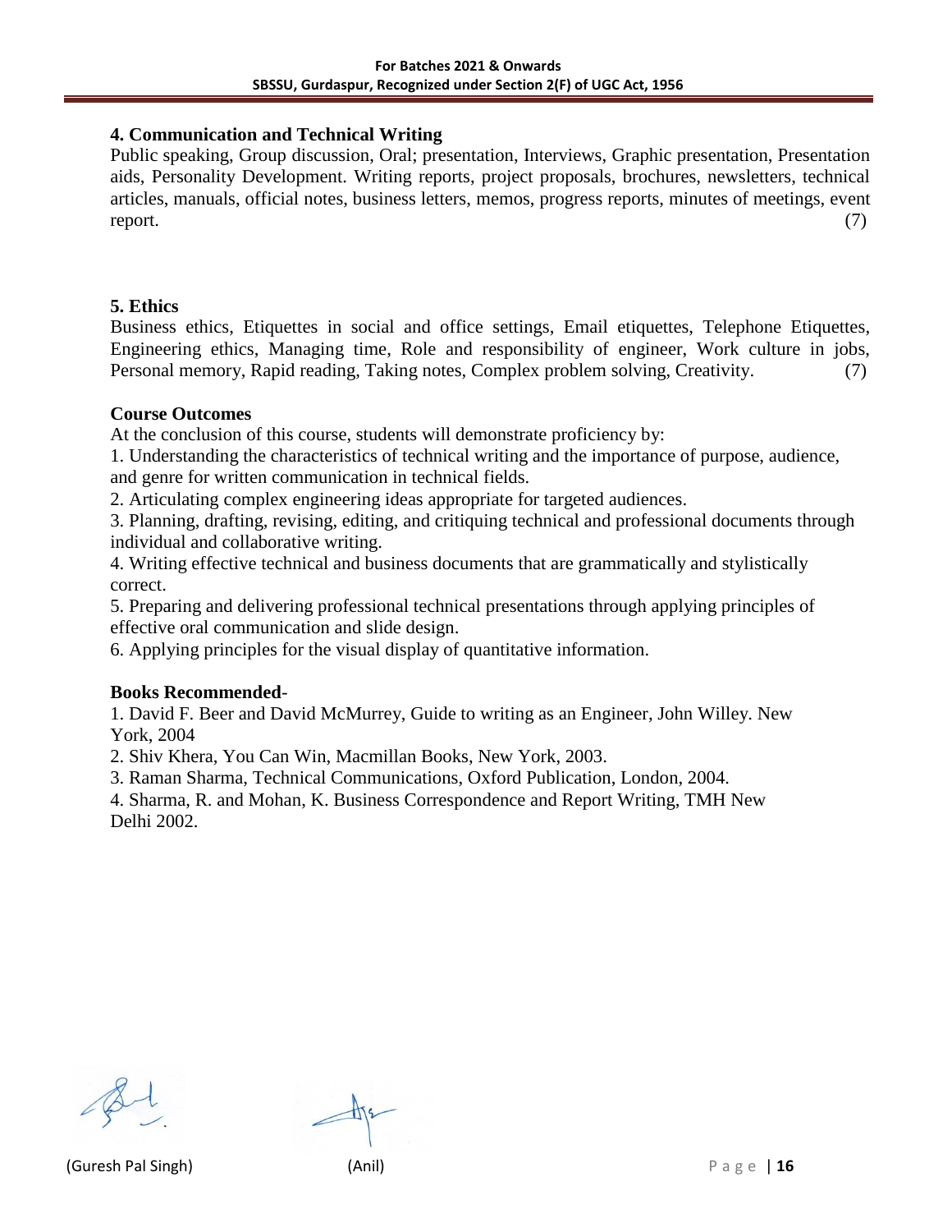### 4. Communication and Technical Writing

Public speaking, Group discussion, Oral; presentation, Interviews, Graphic presentation, Presentation aids, Personality Development. Writing reports, project proposals, brochures, newsletters, technical articles, manuals, official notes, business letters, memos, progress reports, minutes of meetings, event report. (7)

### 5. Ethics

Business ethics, Etiquettes in social and office settings, Email etiquettes, Telephone Etiquettes, Engineering ethics, Managing time, Role and responsibility of engineer, Work culture in jobs, Personal memory, Rapid reading, Taking notes, Complex problem solving, Creativity. (7)

### Course Outcomes

At the conclusion of this course, students will demonstrate proficiency by:

1. Understanding the characteristics of technical writing and the importance of purpose, audience, and genre for written communication in technical fields.
2. Articulating complex engineering ideas appropriate for targeted audiences.
3. Planning, drafting, revising, editing, and critiquing technical and professional documents through individual and collaborative writing.
4. Writing effective technical and business documents that are grammatically and stylistically correct.
5. Preparing and delivering professional technical presentations through applying principles of effective oral communication and slide design.
6. Applying principles for the visual display of quantitative information.

### Books Recommended-

1. David F. Beer and David McMurrey, Guide to writing as an Engineer, John Willey. New York, 2004
2. Shiv Khera, You Can Win, Macmillan Books, New York, 2003.
3. Raman Sharma, Technical Communications, Oxford Publication, London, 2004.
4. Sharma, R. and Mohan, K. Business Correspondence and Report Writing, TMH New Delhi 2002.

(Guresh Pal Singh) (Anil)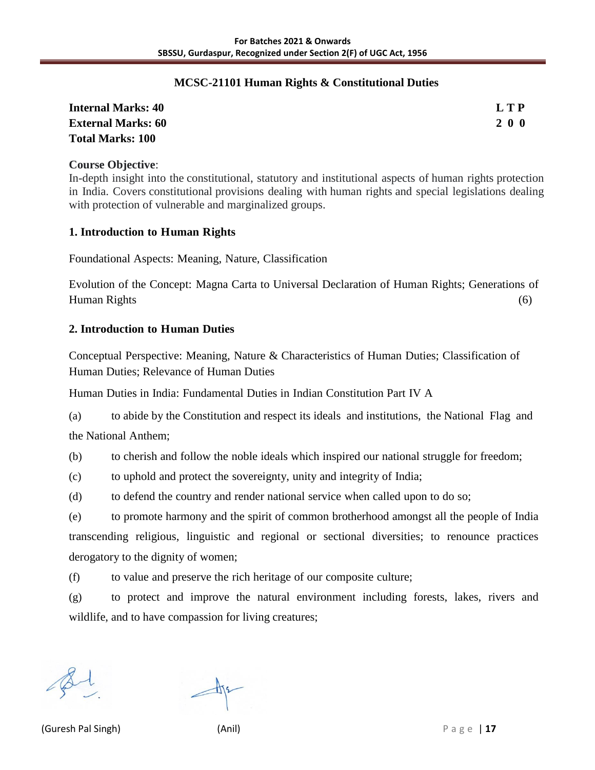## MCSC-21101 Human Rights & Constitutional Duties

**Internal Marks: 40** | **L T P**
**External Marks: 60** | **2 0 0**
**Total Marks: 100**

**Course Objective**:
In-depth insight into the constitutional, statutory and institutional aspects of human rights protection in India. Covers constitutional provisions dealing with human rights and special legislations dealing with protection of vulnerable and marginalized groups.

### 1. Introduction to Human Rights

Foundational Aspects: Meaning, Nature, Classification

Evolution of the Concept: Magna Carta to Universal Declaration of Human Rights; Generations of Human Rights (6)

### 2. Introduction to Human Duties

Conceptual Perspective: Meaning, Nature & Characteristics of Human Duties; Classification of Human Duties; Relevance of Human Duties

Human Duties in India: Fundamental Duties in Indian Constitution Part IV A

(a) to abide by the Constitution and respect its ideals and institutions, the National Flag and the National Anthem;

(b) to cherish and follow the noble ideals which inspired our national struggle for freedom;

(c) to uphold and protect the sovereignty, unity and integrity of India;

(d) to defend the country and render national service when called upon to do so;

(e) to promote harmony and the spirit of common brotherhood amongst all the people of India transcending religious, linguistic and regional or sectional diversities; to renounce practices derogatory to the dignity of women;

(f) to value and preserve the rich heritage of our composite culture;

(g) to protect and improve the natural environment including forests, lakes, rivers and wildlife, and to have compassion for living creatures;

(Guresh Pal Singh) (Anil)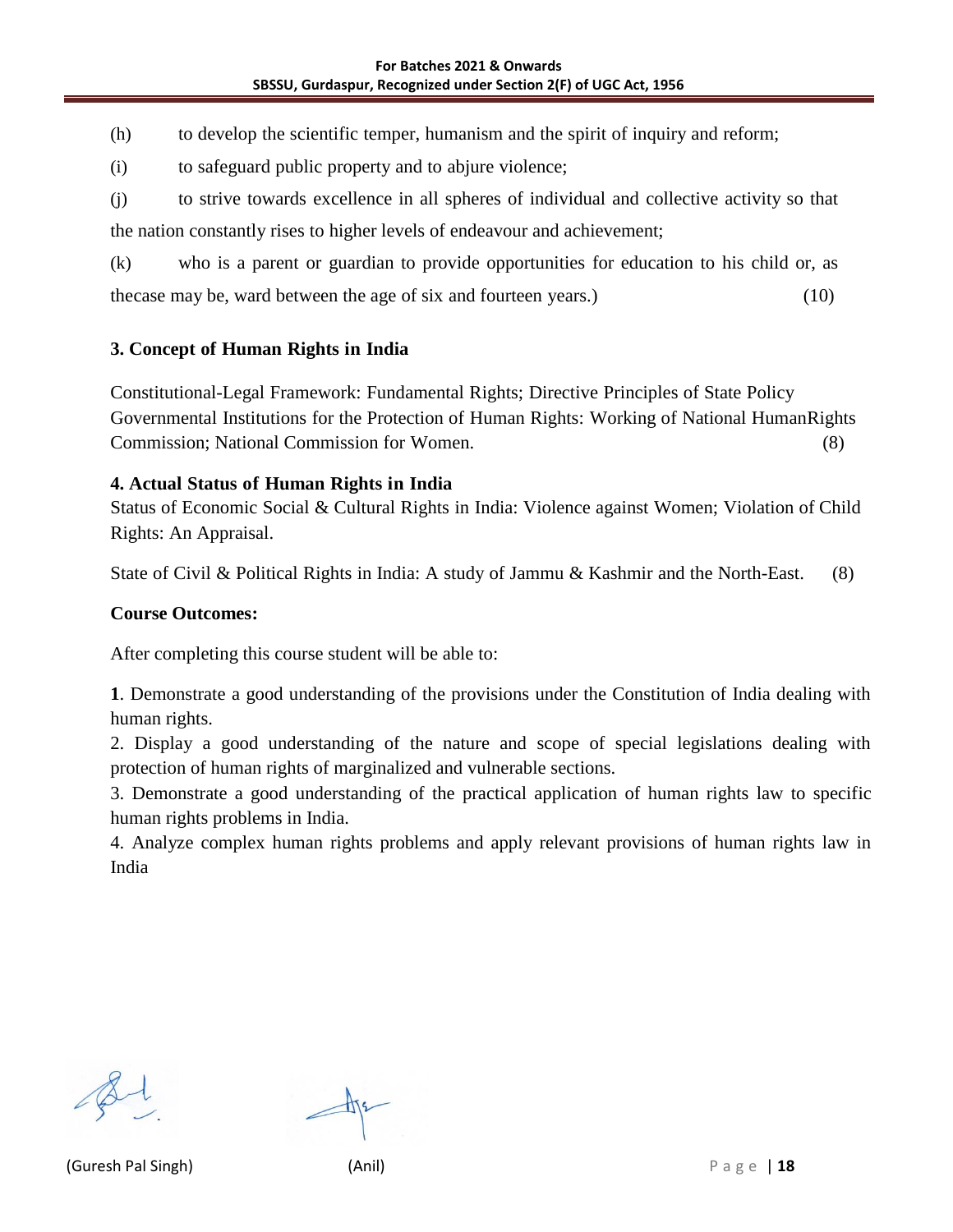(h) to develop the scientific temper, humanism and the spirit of inquiry and reform;

(i) to safeguard public property and to abjure violence;

(j) to strive towards excellence in all spheres of individual and collective activity so that the nation constantly rises to higher levels of endeavour and achievement;

(k) who is a parent or guardian to provide opportunities for education to his child or, as thecase may be, ward between the age of six and fourteen years.) (10)

### 3. Concept of Human Rights in India

Constitutional-Legal Framework: Fundamental Rights; Directive Principles of State Policy Governmental Institutions for the Protection of Human Rights: Working of National HumanRights Commission; National Commission for Women. (8)

### 4. Actual Status of Human Rights in India

Status of Economic Social & Cultural Rights in India: Violence against Women; Violation of Child Rights: An Appraisal.

State of Civil & Political Rights in India: A study of Jammu & Kashmir and the North-East. (8)

**Course Outcomes:**

After completing this course student will be able to:

**1**. Demonstrate a good understanding of the provisions under the Constitution of India dealing with human rights.
2. Display a good understanding of the nature and scope of special legislations dealing with protection of human rights of marginalized and vulnerable sections.
3. Demonstrate a good understanding of the practical application of human rights law to specific human rights problems in India.
4. Analyze complex human rights problems and apply relevant provisions of human rights law in India

(Guresh Pal Singh) (Anil)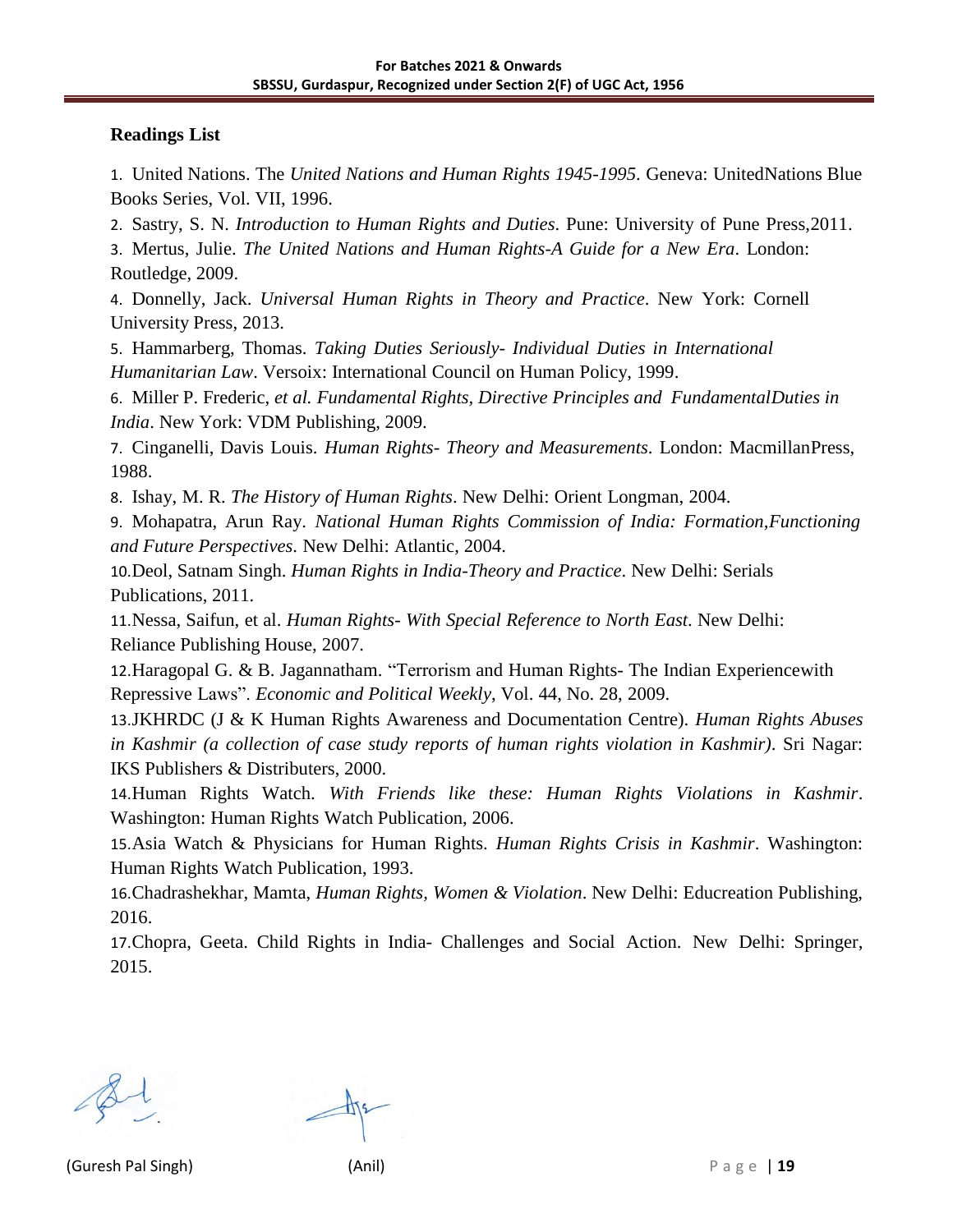## Readings List

1. United Nations. The *United Nations and Human Rights 1945-1995*. Geneva: UnitedNations Blue Books Series, Vol. VII, 1996.
2. Sastry, S. N. *Introduction to Human Rights and Duties*. Pune: University of Pune Press,2011.
3. Mertus, Julie. *The United Nations and Human Rights-A Guide for a New Era*. London: Routledge, 2009.
4. Donnelly, Jack. *Universal Human Rights in Theory and Practice*. New York: Cornell University Press, 2013.
5. Hammarberg, Thomas. *Taking Duties Seriously- Individual Duties in International Humanitarian Law*. Versoix: International Council on Human Policy, 1999.
6. Miller P. Frederic, *et al. Fundamental Rights, Directive Principles and FundamentalDuties in India*. New York: VDM Publishing, 2009.
7. Cinganelli, Davis Louis. *Human Rights- Theory and Measurements*. London: MacmillanPress, 1988.
8. Ishay, M. R. *The History of Human Rights*. New Delhi: Orient Longman, 2004.
9. Mohapatra, Arun Ray. *National Human Rights Commission of India: Formation,Functioning and Future Perspectives*. New Delhi: Atlantic, 2004.
10. Deol, Satnam Singh. *Human Rights in India-Theory and Practice*. New Delhi: Serials Publications, 2011.
11. Nessa, Saifun, et al. *Human Rights- With Special Reference to North East*. New Delhi: Reliance Publishing House, 2007.
12. Haragopal G. & B. Jagannatham. "Terrorism and Human Rights- The Indian Experiencewith Repressive Laws". *Economic and Political Weekly*, Vol. 44, No. 28, 2009.
13. JKHRDC (J & K Human Rights Awareness and Documentation Centre). *Human Rights Abuses in Kashmir (a collection of case study reports of human rights violation in Kashmir)*. Sri Nagar: IKS Publishers & Distributers, 2000.
14. Human Rights Watch. *With Friends like these: Human Rights Violations in Kashmir*. Washington: Human Rights Watch Publication, 2006.
15. Asia Watch & Physicians for Human Rights. *Human Rights Crisis in Kashmir*. Washington: Human Rights Watch Publication, 1993.
16. Chadrashekhar, Mamta, *Human Rights, Women & Violation*. New Delhi: Educreation Publishing, 2016.
17. Chopra, Geeta. Child Rights in India- Challenges and Social Action. New Delhi: Springer, 2015.

(Guresh Pal Singh) (Anil)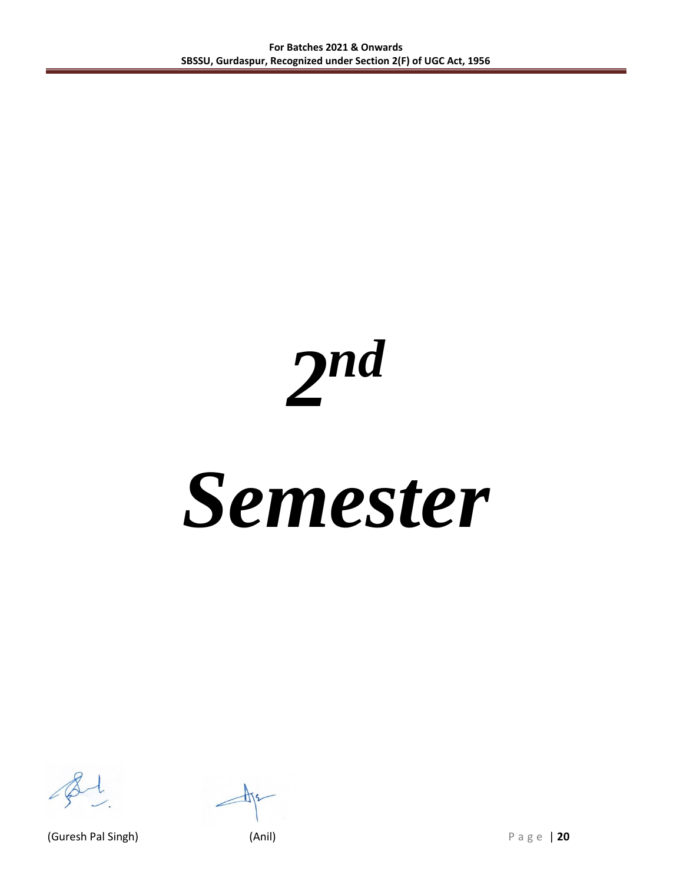# *2nd Semester*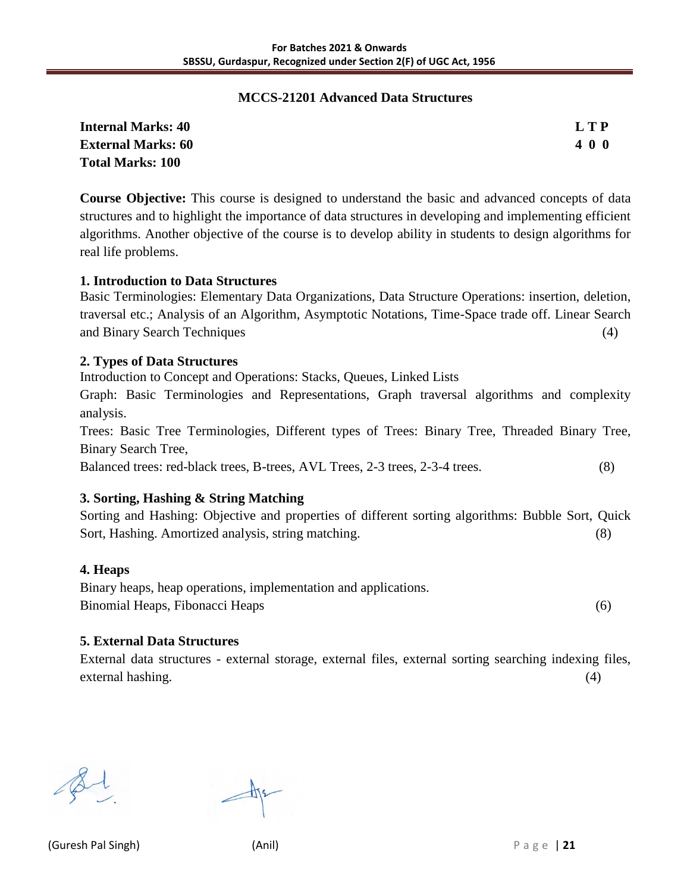## MCCS-21201 Advanced Data Structures

| **Internal Marks: 40** | **L T P** |
| --- | --- |
| **External Marks: 60** | **4 0 0** |
| **Total Marks: 100** | |

**Course Objective:** This course is designed to understand the basic and advanced concepts of data structures and to highlight the importance of data structures in developing and implementing efficient algorithms. Another objective of the course is to develop ability in students to design algorithms for real life problems.

**1. Introduction to Data Structures**

Basic Terminologies: Elementary Data Organizations, Data Structure Operations: insertion, deletion, traversal etc.; Analysis of an Algorithm, Asymptotic Notations, Time-Space trade off. Linear Search and Binary Search Techniques (4)

**2. Types of Data Structures**

Introduction to Concept and Operations: Stacks, Queues, Linked Lists

Graph: Basic Terminologies and Representations, Graph traversal algorithms and complexity analysis.

Trees: Basic Tree Terminologies, Different types of Trees: Binary Tree, Threaded Binary Tree, Binary Search Tree,

Balanced trees: red-black trees, B-trees, AVL Trees, 2-3 trees, 2-3-4 trees. (8)

**3. Sorting, Hashing & String Matching**

Sorting and Hashing: Objective and properties of different sorting algorithms: Bubble Sort, Quick Sort, Hashing. Amortized analysis, string matching. (8)

**4. Heaps**

Binary heaps, heap operations, implementation and applications.

Binomial Heaps, Fibonacci Heaps (6)

**5. External Data Structures**

External data structures - external storage, external files, external sorting searching indexing files, external hashing. (4)

(Guresh Pal Singh) (Anil)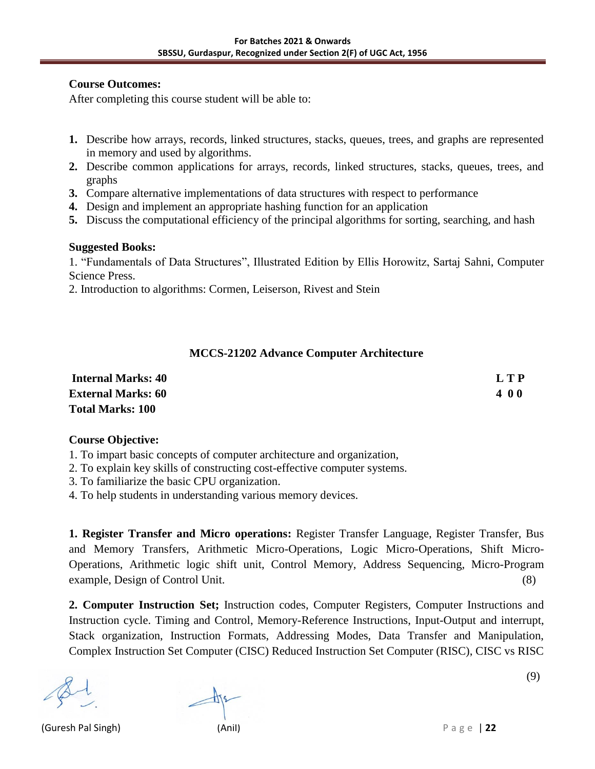**Course Outcomes:**

After completing this course student will be able to:

1. Describe how arrays, records, linked structures, stacks, queues, trees, and graphs are represented in memory and used by algorithms.
2. Describe common applications for arrays, records, linked structures, stacks, queues, trees, and graphs
3. Compare alternative implementations of data structures with respect to performance
4. Design and implement an appropriate hashing function for an application
5. Discuss the computational efficiency of the principal algorithms for sorting, searching, and hash

**Suggested Books:**

1. "Fundamentals of Data Structures", Illustrated Edition by Ellis Horowitz, Sartaj Sahni, Computer Science Press.
2. Introduction to algorithms: Cormen, Leiserson, Rivest and Stein

## MCCS-21202 Advance Computer Architecture

| | |
|---|---|
| **Internal Marks: 40** | **L T P** |
| **External Marks: 60** | **4 0 0** |
| **Total Marks: 100** | |

**Course Objective:**

1. To impart basic concepts of computer architecture and organization,
2. To explain key skills of constructing cost-effective computer systems.
3. To familiarize the basic CPU organization.
4. To help students in understanding various memory devices.

**1. Register Transfer and Micro operations:** Register Transfer Language, Register Transfer, Bus and Memory Transfers, Arithmetic Micro-Operations, Logic Micro-Operations, Shift Micro-Operations, Arithmetic logic shift unit, Control Memory, Address Sequencing, Micro-Program example, Design of Control Unit. (8)

**2. Computer Instruction Set;** Instruction codes, Computer Registers, Computer Instructions and Instruction cycle. Timing and Control, Memory-Reference Instructions, Input-Output and interrupt, Stack organization, Instruction Formats, Addressing Modes, Data Transfer and Manipulation, Complex Instruction Set Computer (CISC) Reduced Instruction Set Computer (RISC), CISC vs RISC (9)

(Guresh Pal Singh) (Anil)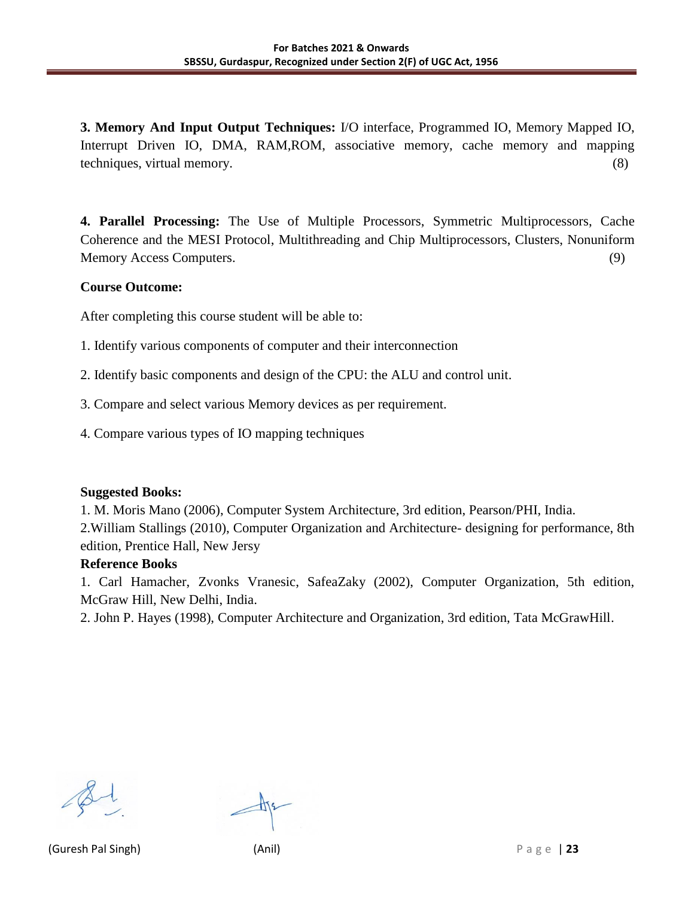**3. Memory And Input Output Techniques:** I/O interface, Programmed IO, Memory Mapped IO, Interrupt Driven IO, DMA, RAM,ROM, associative memory, cache memory and mapping techniques, virtual memory. (8)

**4. Parallel Processing:** The Use of Multiple Processors, Symmetric Multiprocessors, Cache Coherence and the MESI Protocol, Multithreading and Chip Multiprocessors, Clusters, Nonuniform Memory Access Computers. (9)

**Course Outcome:**

After completing this course student will be able to:

1. Identify various components of computer and their interconnection
2. Identify basic components and design of the CPU: the ALU and control unit.
3. Compare and select various Memory devices as per requirement.
4. Compare various types of IO mapping techniques

**Suggested Books:**

1. M. Moris Mano (2006), Computer System Architecture, 3rd edition, Pearson/PHI, India.
2. William Stallings (2010), Computer Organization and Architecture- designing for performance, 8th edition, Prentice Hall, New Jersy

**Reference Books**

1. Carl Hamacher, Zvonks Vranesic, SafeaZaky (2002), Computer Organization, 5th edition, McGraw Hill, New Delhi, India.
2. John P. Hayes (1998), Computer Architecture and Organization, 3rd edition, Tata McGrawHill.

(Guresh Pal Singh) (Anil)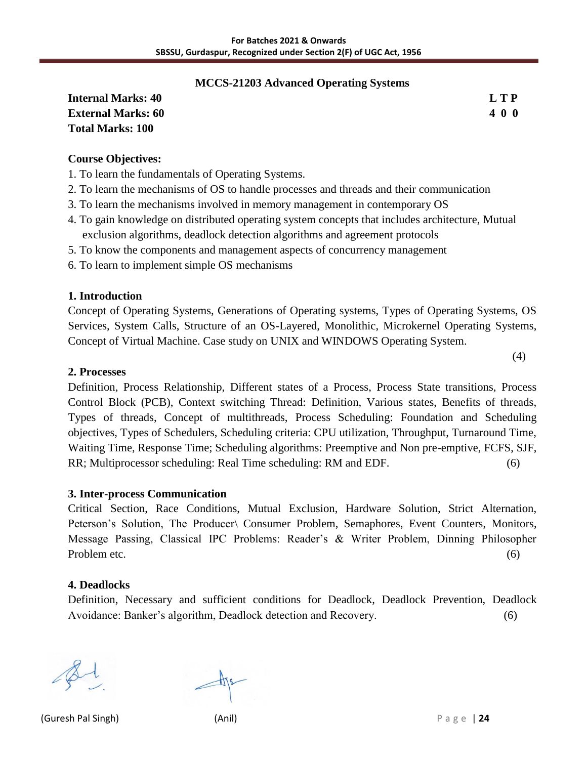## MCCS-21203 Advanced Operating Systems

**Internal Marks: 40**
**External Marks: 60**
**Total Marks: 100**

| L | T | P |
|---|---|---|
| 4 | 0 | 0 |

**Course Objectives:**

1. To learn the fundamentals of Operating Systems.
2. To learn the mechanisms of OS to handle processes and threads and their communication
3. To learn the mechanisms involved in memory management in contemporary OS
4. To gain knowledge on distributed operating system concepts that includes architecture, Mutual exclusion algorithms, deadlock detection algorithms and agreement protocols
5. To know the components and management aspects of concurrency management
6. To learn to implement simple OS mechanisms

### 1. Introduction

Concept of Operating Systems, Generations of Operating systems, Types of Operating Systems, OS Services, System Calls, Structure of an OS-Layered, Monolithic, Microkernel Operating Systems, Concept of Virtual Machine. Case study on UNIX and WINDOWS Operating System. (4)

### 2. Processes

Definition, Process Relationship, Different states of a Process, Process State transitions, Process Control Block (PCB), Context switching Thread: Definition, Various states, Benefits of threads, Types of threads, Concept of multithreads, Process Scheduling: Foundation and Scheduling objectives, Types of Schedulers, Scheduling criteria: CPU utilization, Throughput, Turnaround Time, Waiting Time, Response Time; Scheduling algorithms: Preemptive and Non pre-emptive, FCFS, SJF, RR; Multiprocessor scheduling: Real Time scheduling: RM and EDF. (6)

### 3. Inter-process Communication

Critical Section, Race Conditions, Mutual Exclusion, Hardware Solution, Strict Alternation, Peterson's Solution, The Producer\ Consumer Problem, Semaphores, Event Counters, Monitors, Message Passing, Classical IPC Problems: Reader's & Writer Problem, Dinning Philosopher Problem etc. (6)

### 4. Deadlocks

Definition, Necessary and sufficient conditions for Deadlock, Deadlock Prevention, Deadlock Avoidance: Banker's algorithm, Deadlock detection and Recovery. (6)

(Guresh Pal Singh) (Anil)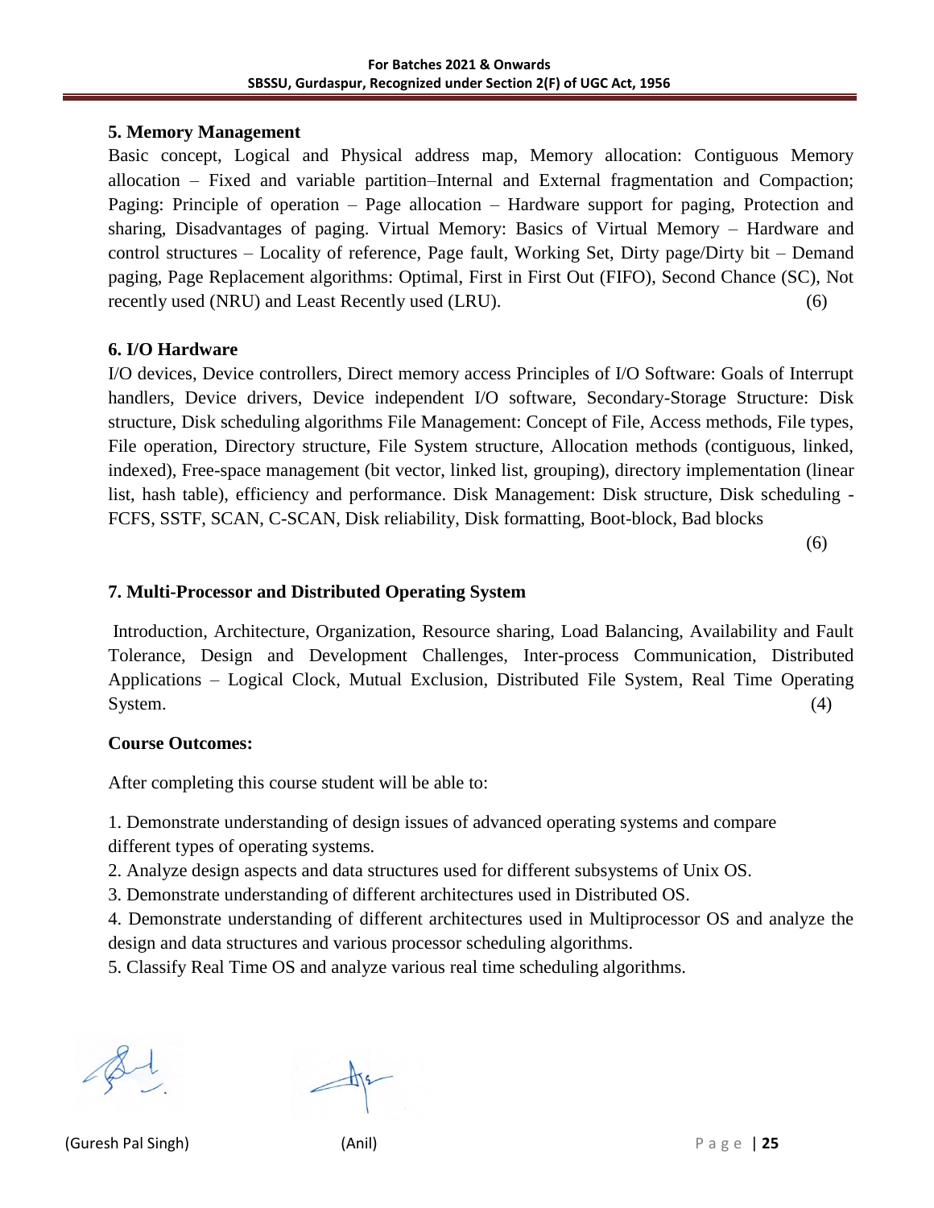### 5. Memory Management

Basic concept, Logical and Physical address map, Memory allocation: Contiguous Memory allocation – Fixed and variable partition–Internal and External fragmentation and Compaction; Paging: Principle of operation – Page allocation – Hardware support for paging, Protection and sharing, Disadvantages of paging. Virtual Memory: Basics of Virtual Memory – Hardware and control structures – Locality of reference, Page fault, Working Set, Dirty page/Dirty bit – Demand paging, Page Replacement algorithms: Optimal, First in First Out (FIFO), Second Chance (SC), Not recently used (NRU) and Least Recently used (LRU). (6)

### 6. I/O Hardware

I/O devices, Device controllers, Direct memory access Principles of I/O Software: Goals of Interrupt handlers, Device drivers, Device independent I/O software, Secondary-Storage Structure: Disk structure, Disk scheduling algorithms File Management: Concept of File, Access methods, File types, File operation, Directory structure, File System structure, Allocation methods (contiguous, linked, indexed), Free-space management (bit vector, linked list, grouping), directory implementation (linear list, hash table), efficiency and performance. Disk Management: Disk structure, Disk scheduling - FCFS, SSTF, SCAN, C-SCAN, Disk reliability, Disk formatting, Boot-block, Bad blocks

(6)

### 7. Multi-Processor and Distributed Operating System

Introduction, Architecture, Organization, Resource sharing, Load Balancing, Availability and Fault Tolerance, Design and Development Challenges, Inter-process Communication, Distributed Applications – Logical Clock, Mutual Exclusion, Distributed File System, Real Time Operating System. (4)

**Course Outcomes:**

After completing this course student will be able to:

1. Demonstrate understanding of design issues of advanced operating systems and compare different types of operating systems.
2. Analyze design aspects and data structures used for different subsystems of Unix OS.
3. Demonstrate understanding of different architectures used in Distributed OS.
4. Demonstrate understanding of different architectures used in Multiprocessor OS and analyze the design and data structures and various processor scheduling algorithms.
5. Classify Real Time OS and analyze various real time scheduling algorithms.

(Guresh Pal Singh) (Anil)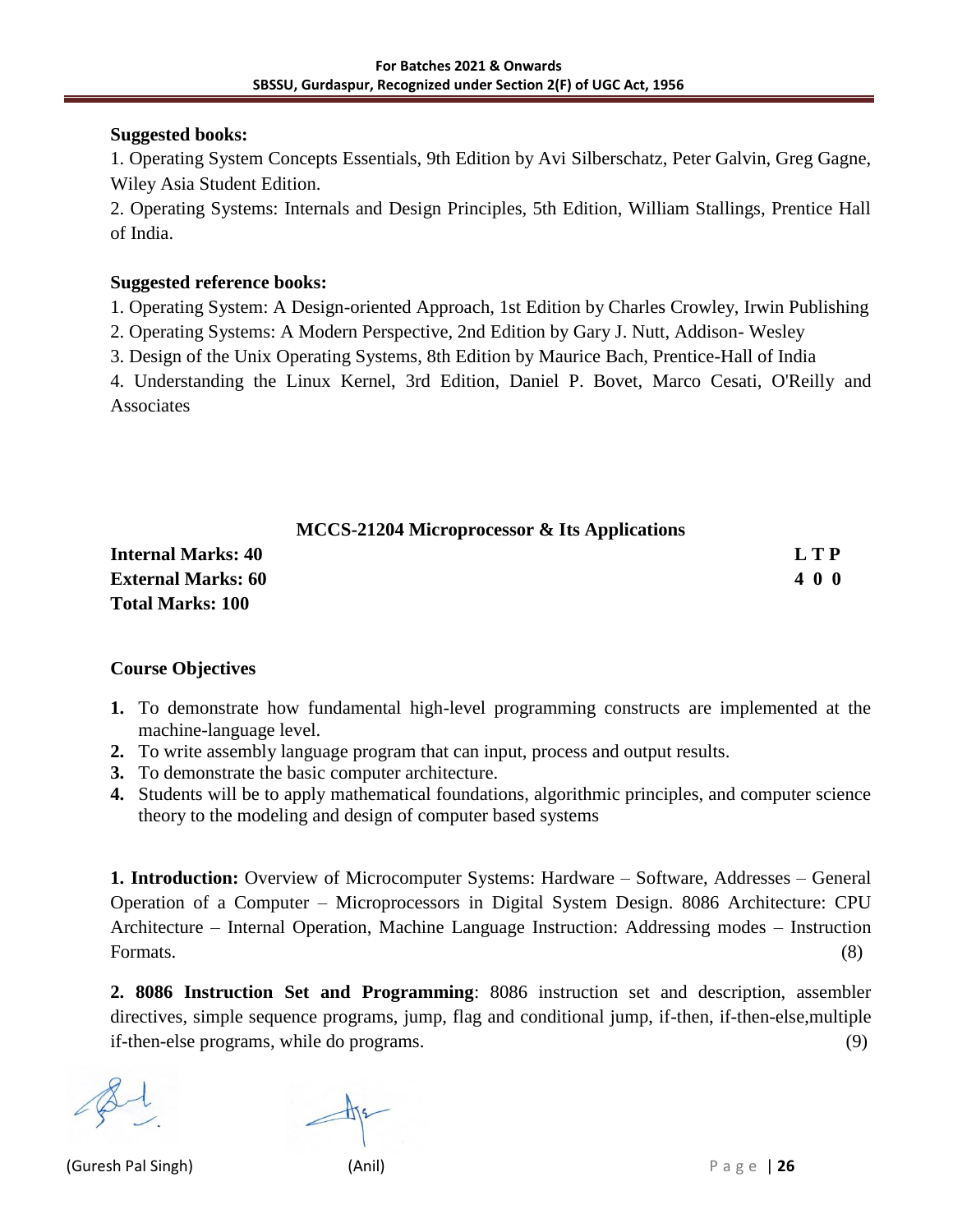**Suggested books:**

1. Operating System Concepts Essentials, 9th Edition by Avi Silberschatz, Peter Galvin, Greg Gagne, Wiley Asia Student Edition.
2. Operating Systems: Internals and Design Principles, 5th Edition, William Stallings, Prentice Hall of India.

**Suggested reference books:**

1. Operating System: A Design-oriented Approach, 1st Edition by Charles Crowley, Irwin Publishing
2. Operating Systems: A Modern Perspective, 2nd Edition by Gary J. Nutt, Addison- Wesley
3. Design of the Unix Operating Systems, 8th Edition by Maurice Bach, Prentice-Hall of India
4. Understanding the Linux Kernel, 3rd Edition, Daniel P. Bovet, Marco Cesati, O'Reilly and Associates

## MCCS-21204 Microprocessor & Its Applications

| | L T P |
|---|---|
| **Internal Marks: 40** | **L T P** |
| **External Marks: 60** | **4 0 0** |
| **Total Marks: 100** | |

**Course Objectives**

1. To demonstrate how fundamental high-level programming constructs are implemented at the machine-language level.
2. To write assembly language program that can input, process and output results.
3. To demonstrate the basic computer architecture.
4. Students will be to apply mathematical foundations, algorithmic principles, and computer science theory to the modeling and design of computer based systems

**1. Introduction:** Overview of Microcomputer Systems: Hardware – Software, Addresses – General Operation of a Computer – Microprocessors in Digital System Design. 8086 Architecture: CPU Architecture – Internal Operation, Machine Language Instruction: Addressing modes – Instruction Formats. (8)

**2. 8086 Instruction Set and Programming**: 8086 instruction set and description, assembler directives, simple sequence programs, jump, flag and conditional jump, if-then, if-then-else,multiple if-then-else programs, while do programs. (9)

(Guresh Pal Singh) (Anil)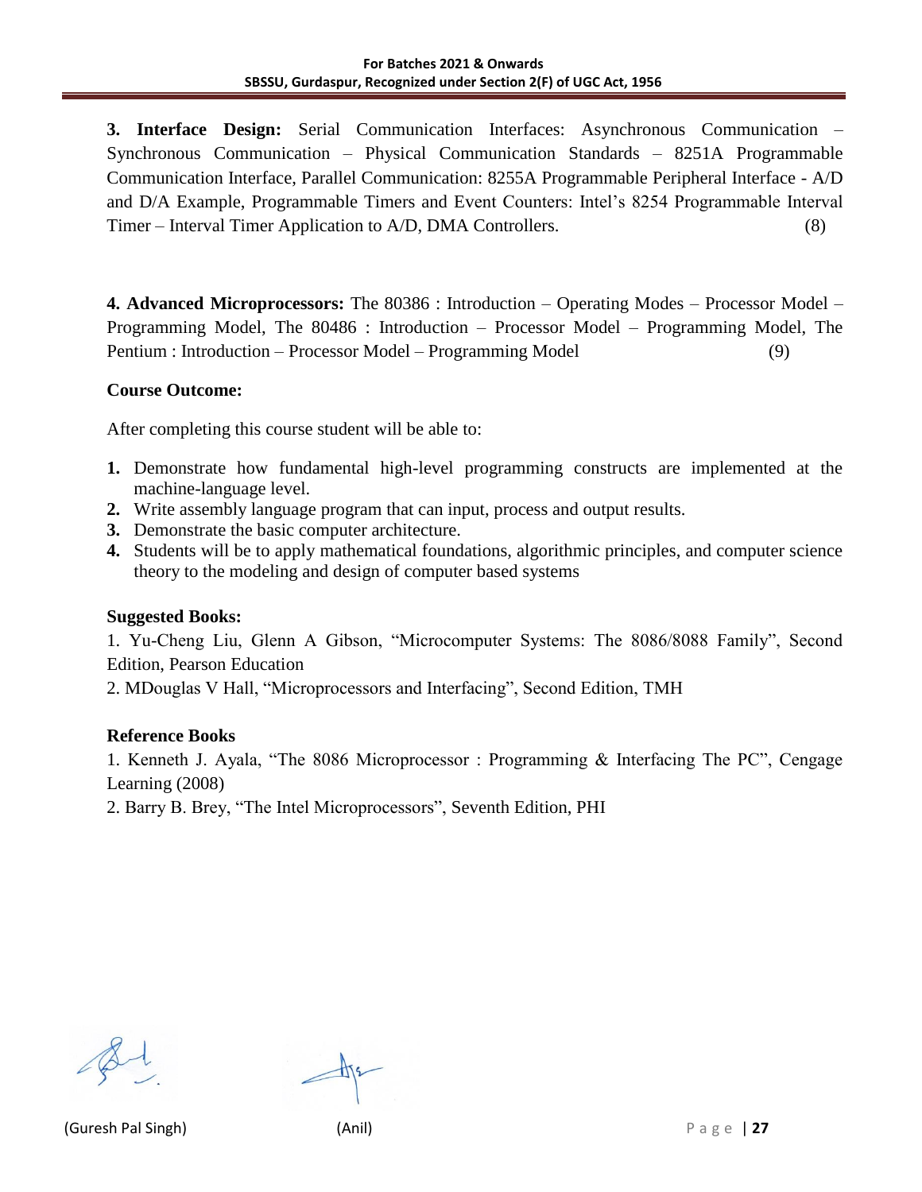**3. Interface Design:** Serial Communication Interfaces: Asynchronous Communication – Synchronous Communication – Physical Communication Standards – 8251A Programmable Communication Interface, Parallel Communication: 8255A Programmable Peripheral Interface - A/D and D/A Example, Programmable Timers and Event Counters: Intel's 8254 Programmable Interval Timer – Interval Timer Application to A/D, DMA Controllers. (8)

**4. Advanced Microprocessors:** The 80386 : Introduction – Operating Modes – Processor Model – Programming Model, The 80486 : Introduction – Processor Model – Programming Model, The Pentium : Introduction – Processor Model – Programming Model (9)

**Course Outcome:**

After completing this course student will be able to:

1. Demonstrate how fundamental high-level programming constructs are implemented at the machine-language level.
2. Write assembly language program that can input, process and output results.
3. Demonstrate the basic computer architecture.
4. Students will be to apply mathematical foundations, algorithmic principles, and computer science theory to the modeling and design of computer based systems

**Suggested Books:**

1. Yu-Cheng Liu, Glenn A Gibson, "Microcomputer Systems: The 8086/8088 Family", Second Edition, Pearson Education
2. MDouglas V Hall, "Microprocessors and Interfacing", Second Edition, TMH

**Reference Books**

1. Kenneth J. Ayala, "The 8086 Microprocessor : Programming & Interfacing The PC", Cengage Learning (2008)
2. Barry B. Brey, "The Intel Microprocessors", Seventh Edition, PHI

(Guresh Pal Singh) (Anil)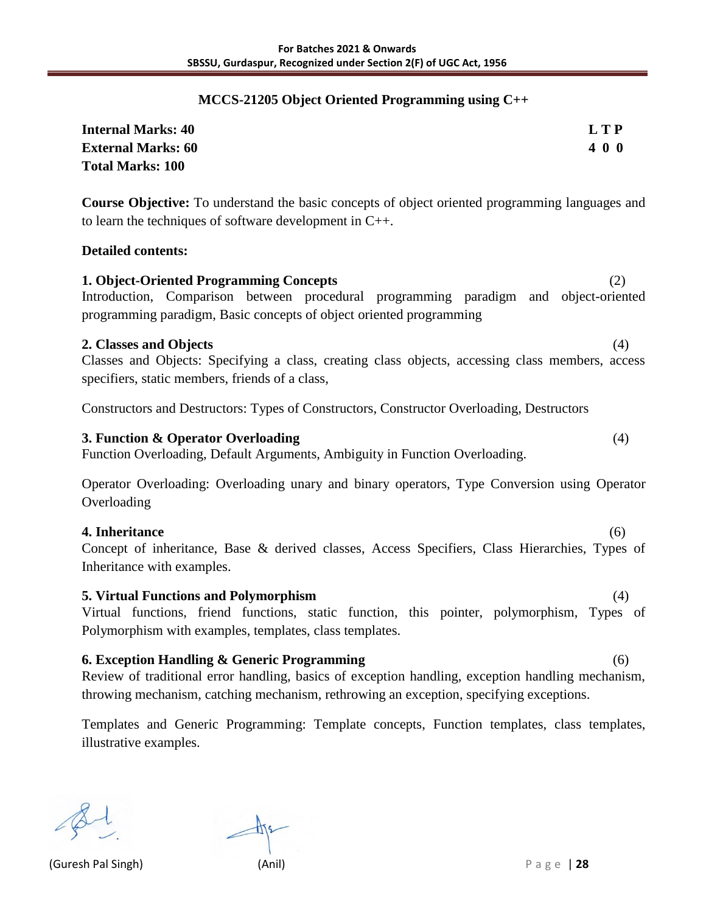## MCCS-21205 Object Oriented Programming using C++

**Internal Marks: 40**
**External Marks: 60**
**Total Marks: 100**

| L | T | P |
|---|---|---|
| 4 | 0 | 0 |

**Course Objective:** To understand the basic concepts of object oriented programming languages and to learn the techniques of software development in C++.

**Detailed contents:**

**1. Object-Oriented Programming Concepts** (2)
Introduction, Comparison between procedural programming paradigm and object-oriented programming paradigm, Basic concepts of object oriented programming

**2. Classes and Objects** (4)
Classes and Objects: Specifying a class, creating class objects, accessing class members, access specifiers, static members, friends of a class,

Constructors and Destructors: Types of Constructors, Constructor Overloading, Destructors

**3. Function & Operator Overloading** (4)
Function Overloading, Default Arguments, Ambiguity in Function Overloading.

Operator Overloading: Overloading unary and binary operators, Type Conversion using Operator Overloading

**4. Inheritance** (6)
Concept of inheritance, Base & derived classes, Access Specifiers, Class Hierarchies, Types of Inheritance with examples.

**5. Virtual Functions and Polymorphism** (4)
Virtual functions, friend functions, static function, this pointer, polymorphism, Types of Polymorphism with examples, templates, class templates.

**6. Exception Handling & Generic Programming** (6)
Review of traditional error handling, basics of exception handling, exception handling mechanism, throwing mechanism, catching mechanism, rethrowing an exception, specifying exceptions.

Templates and Generic Programming: Template concepts, Function templates, class templates, illustrative examples.

(Guresh Pal Singh) (Anil)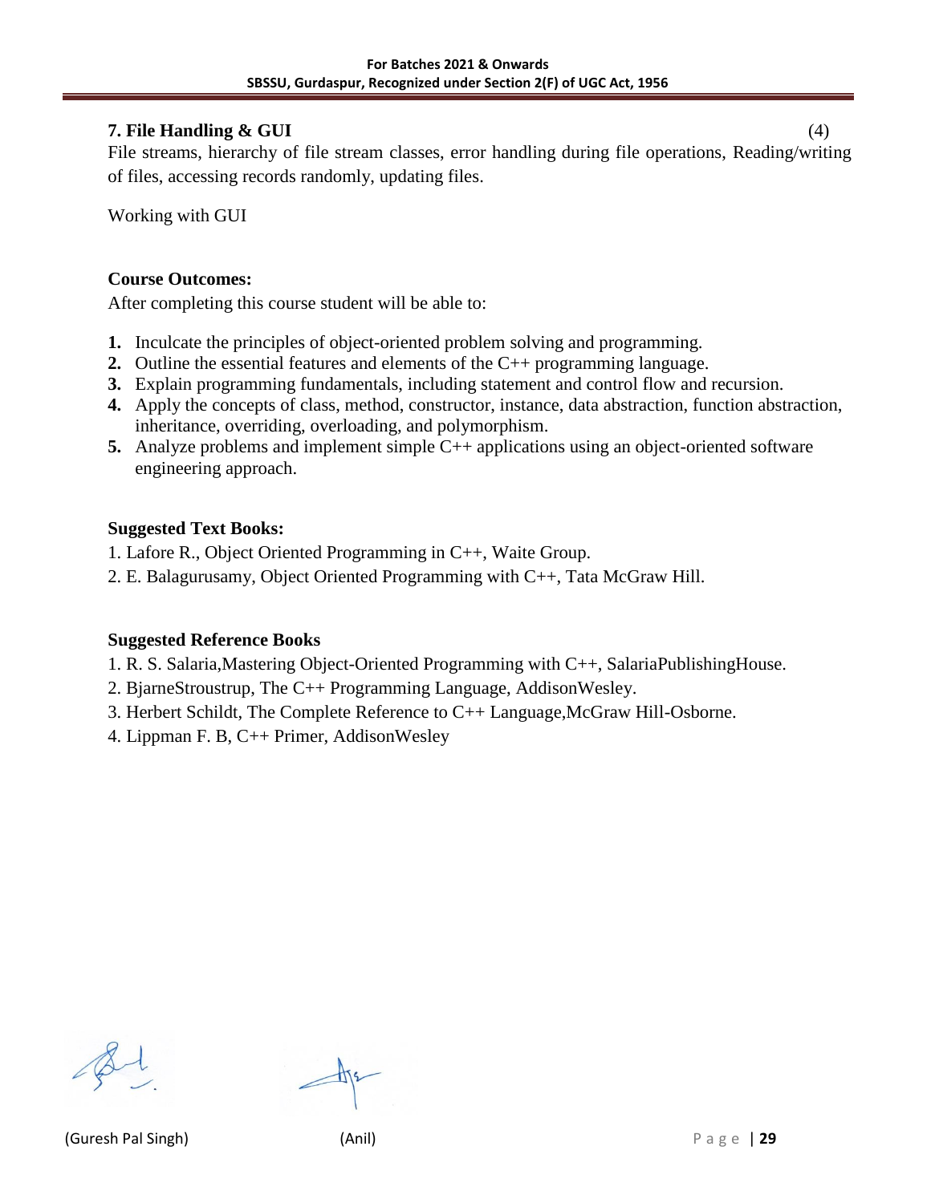### 7. File Handling & GUI (4)

File streams, hierarchy of file stream classes, error handling during file operations, Reading/writing of files, accessing records randomly, updating files.

Working with GUI

**Course Outcomes:**

After completing this course student will be able to:

1. Inculcate the principles of object-oriented problem solving and programming.
2. Outline the essential features and elements of the C++ programming language.
3. Explain programming fundamentals, including statement and control flow and recursion.
4. Apply the concepts of class, method, constructor, instance, data abstraction, function abstraction, inheritance, overriding, overloading, and polymorphism.
5. Analyze problems and implement simple C++ applications using an object-oriented software engineering approach.

**Suggested Text Books:**

1. Lafore R., Object Oriented Programming in C++, Waite Group.
2. E. Balagurusamy, Object Oriented Programming with C++, Tata McGraw Hill.

**Suggested Reference Books**

1. R. S. Salaria,Mastering Object-Oriented Programming with C++, SalariaPublishingHouse.
2. BjarneStroustrup, The C++ Programming Language, AddisonWesley.
3. Herbert Schildt, The Complete Reference to C++ Language,McGraw Hill-Osborne.
4. Lippman F. B, C++ Primer, AddisonWesley

(Guresh Pal Singh) (Anil)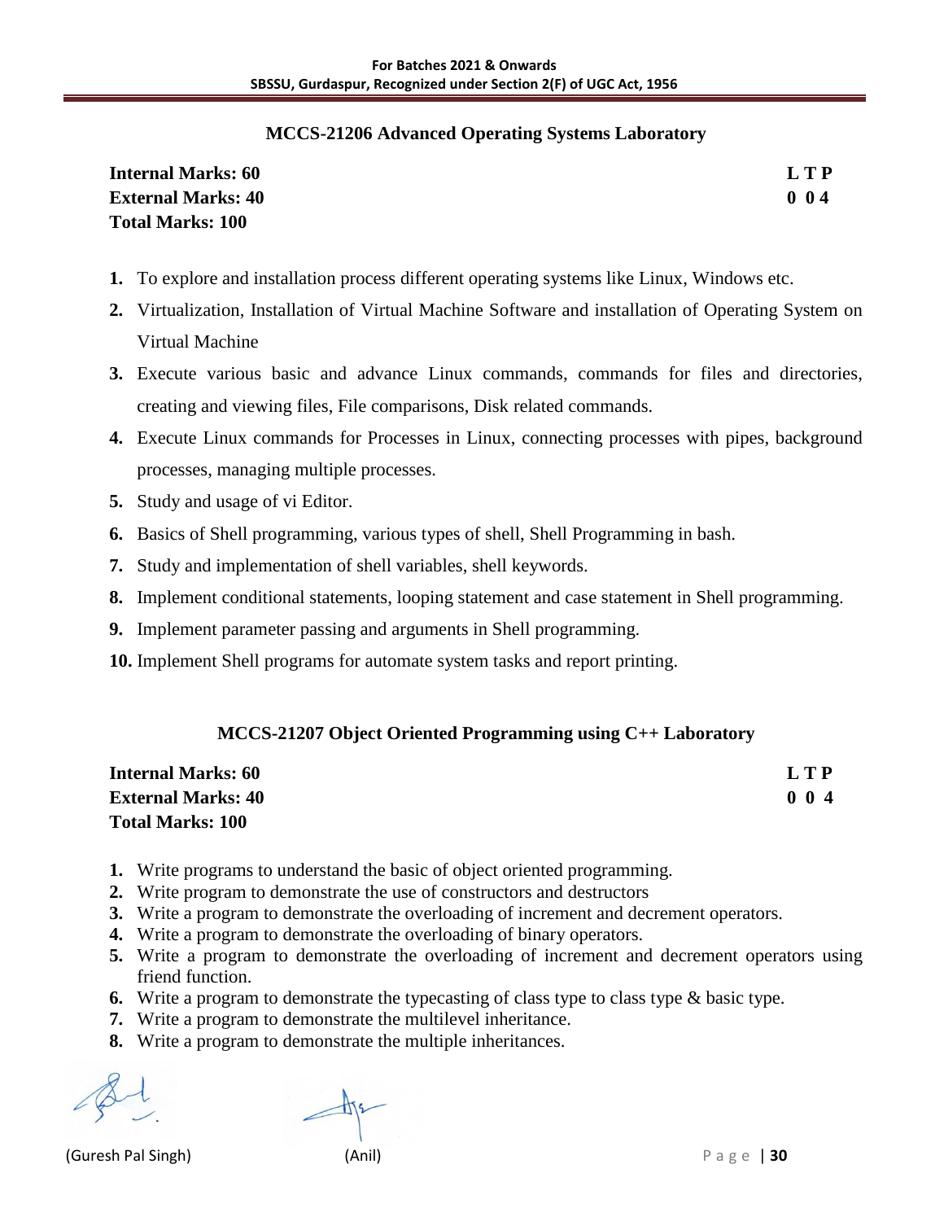## MCCS-21206 Advanced Operating Systems Laboratory

**Internal Marks: 60** | **L T P**
**External Marks: 40** | **0 0 4**
**Total Marks: 100**

1. To explore and installation process different operating systems like Linux, Windows etc.
2. Virtualization, Installation of Virtual Machine Software and installation of Operating System on Virtual Machine
3. Execute various basic and advance Linux commands, commands for files and directories, creating and viewing files, File comparisons, Disk related commands.
4. Execute Linux commands for Processes in Linux, connecting processes with pipes, background processes, managing multiple processes.
5. Study and usage of vi Editor.
6. Basics of Shell programming, various types of shell, Shell Programming in bash.
7. Study and implementation of shell variables, shell keywords.
8. Implement conditional statements, looping statement and case statement in Shell programming.
9. Implement parameter passing and arguments in Shell programming.
10. Implement Shell programs for automate system tasks and report printing.

## MCCS-21207 Object Oriented Programming using C++ Laboratory

**Internal Marks: 60** | **L T P**
**External Marks: 40** | **0 0 4**
**Total Marks: 100**

1. Write programs to understand the basic of object oriented programming.
2. Write program to demonstrate the use of constructors and destructors
3. Write a program to demonstrate the overloading of increment and decrement operators.
4. Write a program to demonstrate the overloading of binary operators.
5. Write a program to demonstrate the overloading of increment and decrement operators using friend function.
6. Write a program to demonstrate the typecasting of class type to class type & basic type.
7. Write a program to demonstrate the multilevel inheritance.
8. Write a program to demonstrate the multiple inheritances.

(Guresh Pal Singh) (Anil)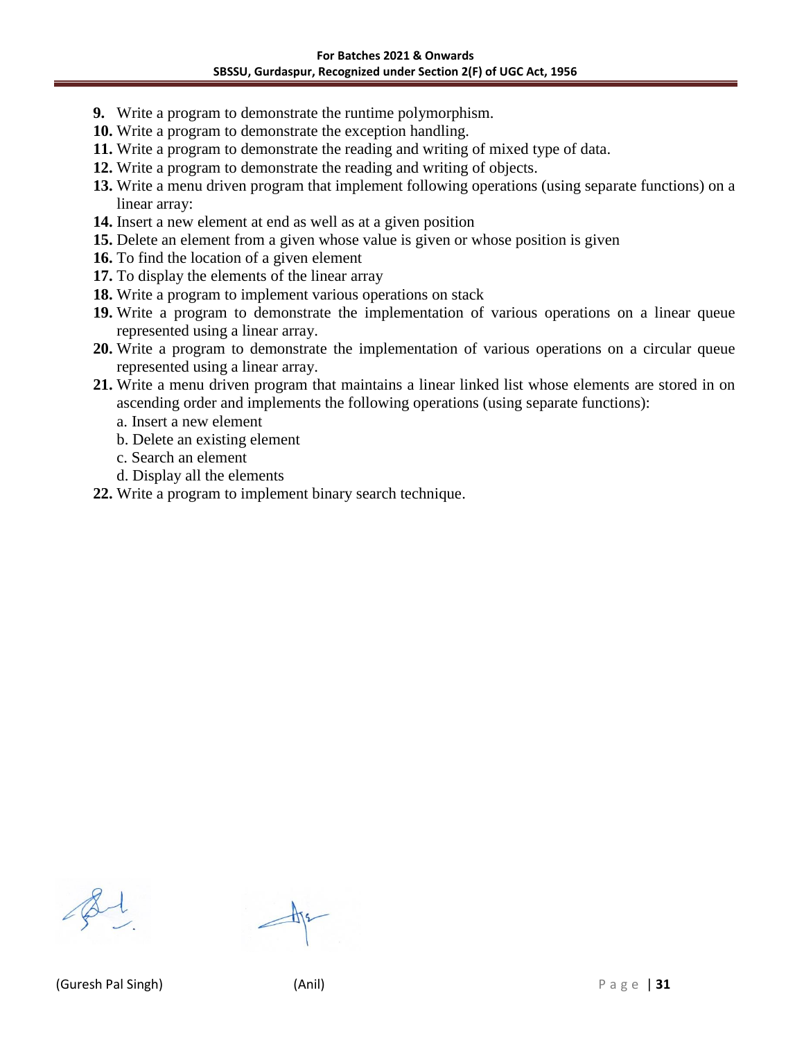9. Write a program to demonstrate the runtime polymorphism.
10. Write a program to demonstrate the exception handling.
11. Write a program to demonstrate the reading and writing of mixed type of data.
12. Write a program to demonstrate the reading and writing of objects.
13. Write a menu driven program that implement following operations (using separate functions) on a linear array:
14. Insert a new element at end as well as at a given position
15. Delete an element from a given whose value is given or whose position is given
16. To find the location of a given element
17. To display the elements of the linear array
18. Write a program to implement various operations on stack
19. Write a program to demonstrate the implementation of various operations on a linear queue represented using a linear array.
20. Write a program to demonstrate the implementation of various operations on a circular queue represented using a linear array.
21. Write a menu driven program that maintains a linear linked list whose elements are stored in on ascending order and implements the following operations (using separate functions):
    a. Insert a new element
    b. Delete an existing element
    c. Search an element
    d. Display all the elements
22. Write a program to implement binary search technique.

(Guresh Pal Singh) (Anil)